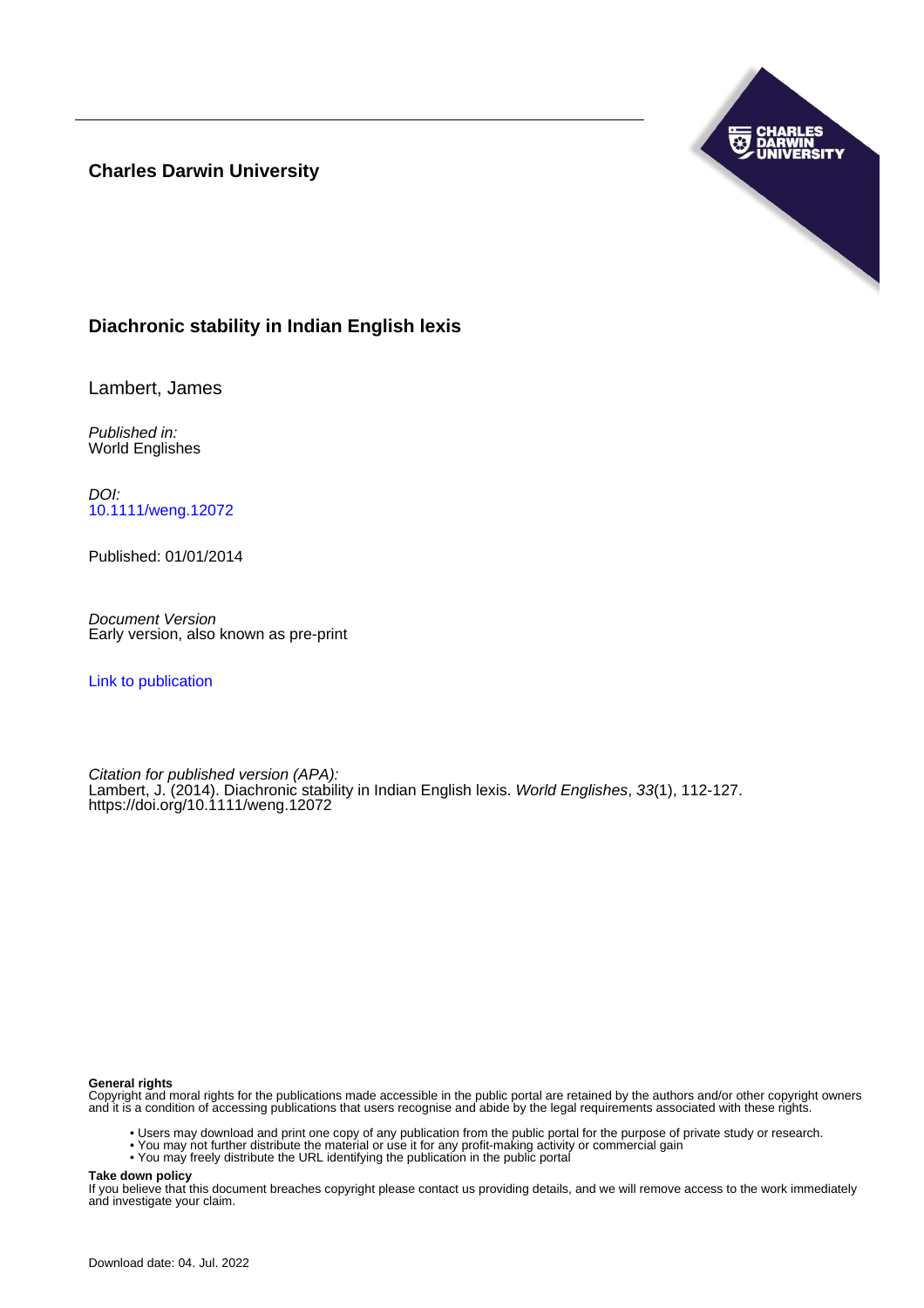**Charles Darwin University**

# Diachronic stability in Indian English lexis

Lambert, James

*Published in:*
World Englishes

*DOI:*
10.1111/weng.12072

Published: 01/01/2014

*Document Version*
Early version, also known as pre-print

Link to publication

*Citation for published version (APA):*
Lambert, J. (2014). Diachronic stability in Indian English lexis. *World Englishes*, *33*(1), 112-127. https://doi.org/10.1111/weng.12072

**General rights**
Copyright and moral rights for the publications made accessible in the public portal are retained by the authors and/or other copyright owners and it is a condition of accessing publications that users recognise and abide by the legal requirements associated with these rights.

- Users may download and print one copy of any publication from the public portal for the purpose of private study or research.
- You may not further distribute the material or use it for any profit-making activity or commercial gain
- You may freely distribute the URL identifying the publication in the public portal

**Take down policy**
If you believe that this document breaches copyright please contact us providing details, and we will remove access to the work immediately and investigate your claim.

Download date: 04. Jul. 2022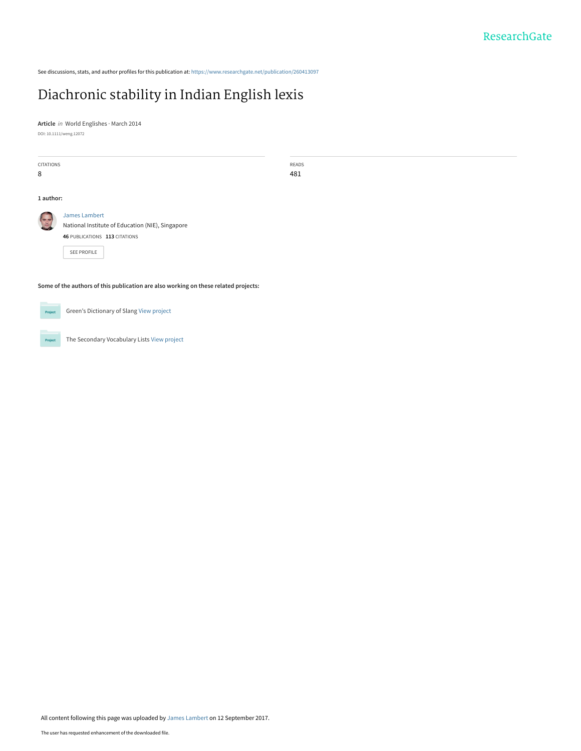See discussions, stats, and author profiles for this publication at: https://www.researchgate.net/publication/260413097

# Diachronic stability in Indian English lexis

**Article** *in* World Englishes · March 2014

DOI: 10.1111/weng.12072

| CITATIONS | READS |
|---|---|
| 8 | 481 |

**1 author:**

James Lambert
National Institute of Education (NIE), Singapore
**46** PUBLICATIONS **113** CITATIONS

SEE PROFILE

**Some of the authors of this publication are also working on these related projects:**

Green's Dictionary of Slang View project

The Secondary Vocabulary Lists View project

All content following this page was uploaded by James Lambert on 12 September 2017.

The user has requested enhancement of the downloaded file.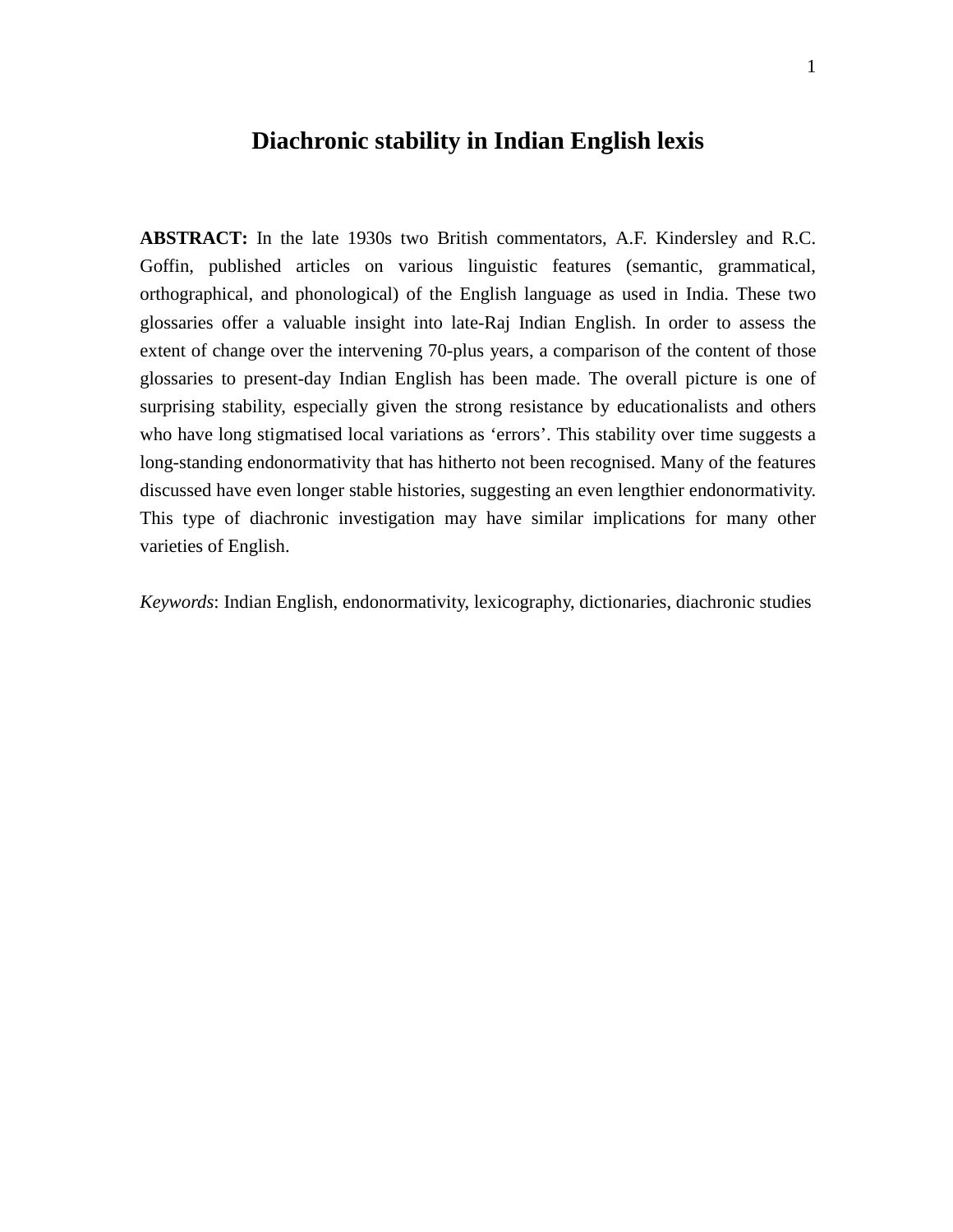# Diachronic stability in Indian English lexis

**ABSTRACT:** In the late 1930s two British commentators, A.F. Kindersley and R.C. Goffin, published articles on various linguistic features (semantic, grammatical, orthographical, and phonological) of the English language as used in India. These two glossaries offer a valuable insight into late-Raj Indian English. In order to assess the extent of change over the intervening 70-plus years, a comparison of the content of those glossaries to present-day Indian English has been made. The overall picture is one of surprising stability, especially given the strong resistance by educationalists and others who have long stigmatised local variations as 'errors'. This stability over time suggests a long-standing endonormativity that has hitherto not been recognised. Many of the features discussed have even longer stable histories, suggesting an even lengthier endonormativity. This type of diachronic investigation may have similar implications for many other varieties of English.

*Keywords*: Indian English, endonormativity, lexicography, dictionaries, diachronic studies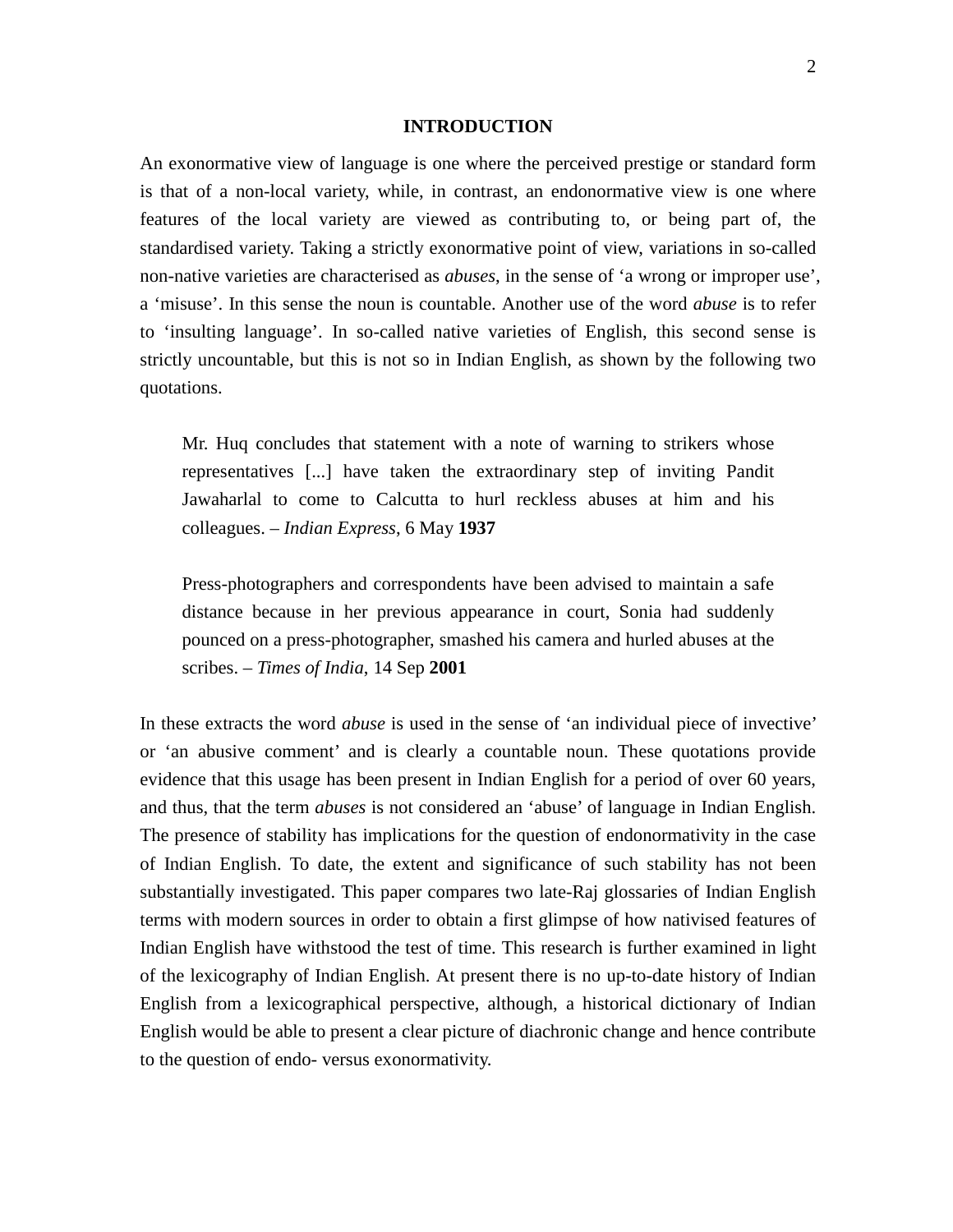## INTRODUCTION

An exonormative view of language is one where the perceived prestige or standard form is that of a non-local variety, while, in contrast, an endonormative view is one where features of the local variety are viewed as contributing to, or being part of, the standardised variety. Taking a strictly exonormative point of view, variations in so-called non-native varieties are characterised as *abuses*, in the sense of 'a wrong or improper use', a 'misuse'. In this sense the noun is countable. Another use of the word *abuse* is to refer to 'insulting language'. In so-called native varieties of English, this second sense is strictly uncountable, but this is not so in Indian English, as shown by the following two quotations.

> Mr. Huq concludes that statement with a note of warning to strikers whose representatives [...] have taken the extraordinary step of inviting Pandit Jawaharlal to come to Calcutta to hurl reckless abuses at him and his colleagues. – *Indian Express*, 6 May **1937**

> Press-photographers and correspondents have been advised to maintain a safe distance because in her previous appearance in court, Sonia had suddenly pounced on a press-photographer, smashed his camera and hurled abuses at the scribes. – *Times of India*, 14 Sep **2001**

In these extracts the word *abuse* is used in the sense of 'an individual piece of invective' or 'an abusive comment' and is clearly a countable noun. These quotations provide evidence that this usage has been present in Indian English for a period of over 60 years, and thus, that the term *abuses* is not considered an 'abuse' of language in Indian English. The presence of stability has implications for the question of endonormativity in the case of Indian English. To date, the extent and significance of such stability has not been substantially investigated. This paper compares two late-Raj glossaries of Indian English terms with modern sources in order to obtain a first glimpse of how nativised features of Indian English have withstood the test of time. This research is further examined in light of the lexicography of Indian English. At present there is no up-to-date history of Indian English from a lexicographical perspective, although, a historical dictionary of Indian English would be able to present a clear picture of diachronic change and hence contribute to the question of endo- versus exonormativity.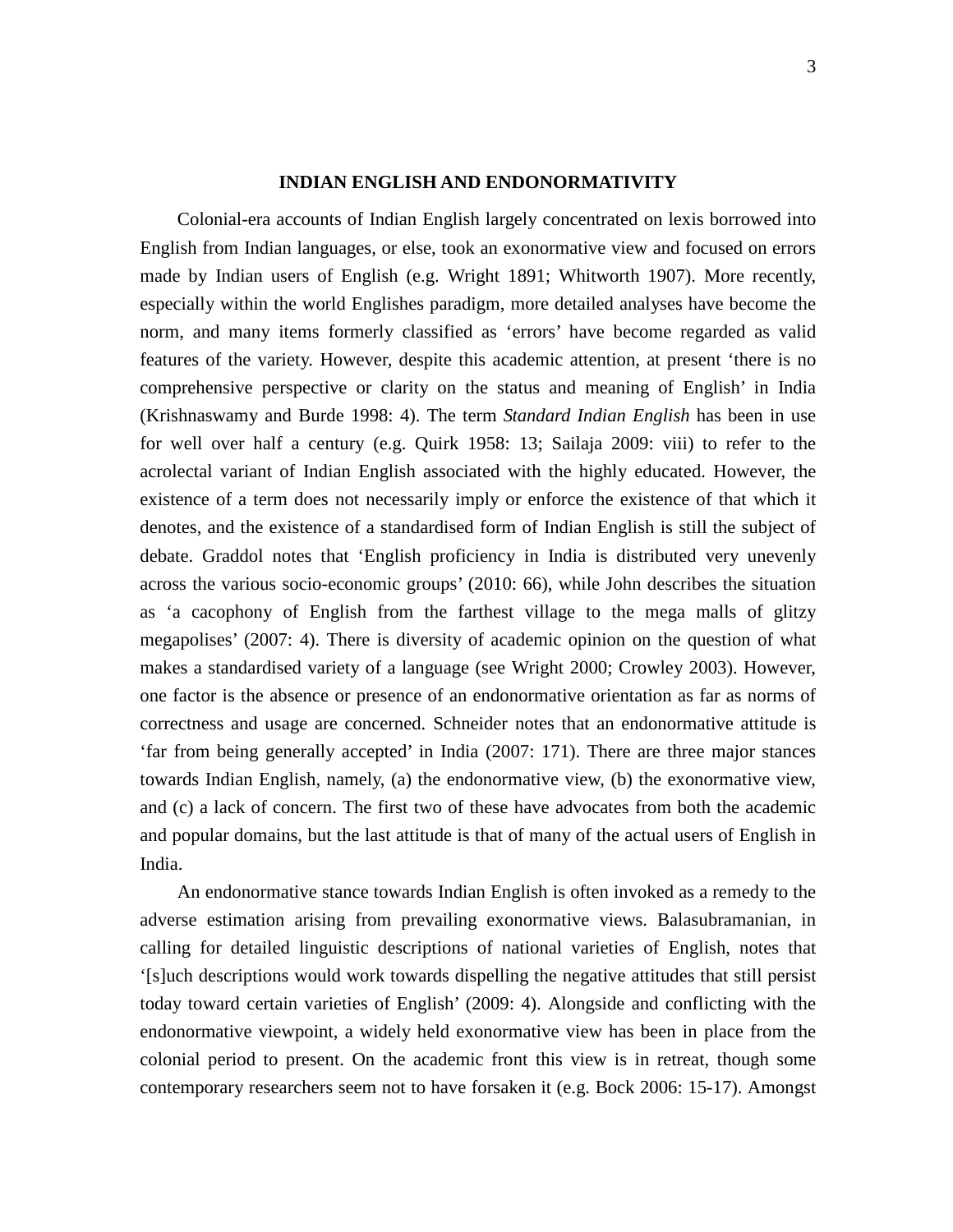## INDIAN ENGLISH AND ENDONORMATIVITY

Colonial-era accounts of Indian English largely concentrated on lexis borrowed into English from Indian languages, or else, took an exonormative view and focused on errors made by Indian users of English (e.g. Wright 1891; Whitworth 1907). More recently, especially within the world Englishes paradigm, more detailed analyses have become the norm, and many items formerly classified as 'errors' have become regarded as valid features of the variety. However, despite this academic attention, at present 'there is no comprehensive perspective or clarity on the status and meaning of English' in India (Krishnaswamy and Burde 1998: 4). The term *Standard Indian English* has been in use for well over half a century (e.g. Quirk 1958: 13; Sailaja 2009: viii) to refer to the acrolectal variant of Indian English associated with the highly educated. However, the existence of a term does not necessarily imply or enforce the existence of that which it denotes, and the existence of a standardised form of Indian English is still the subject of debate. Graddol notes that 'English proficiency in India is distributed very unevenly across the various socio-economic groups' (2010: 66), while John describes the situation as 'a cacophony of English from the farthest village to the mega malls of glitzy megapolises' (2007: 4). There is diversity of academic opinion on the question of what makes a standardised variety of a language (see Wright 2000; Crowley 2003). However, one factor is the absence or presence of an endonormative orientation as far as norms of correctness and usage are concerned. Schneider notes that an endonormative attitude is 'far from being generally accepted' in India (2007: 171). There are three major stances towards Indian English, namely, (a) the endonormative view, (b) the exonormative view, and (c) a lack of concern. The first two of these have advocates from both the academic and popular domains, but the last attitude is that of many of the actual users of English in India.

An endonormative stance towards Indian English is often invoked as a remedy to the adverse estimation arising from prevailing exonormative views. Balasubramanian, in calling for detailed linguistic descriptions of national varieties of English, notes that '[s]uch descriptions would work towards dispelling the negative attitudes that still persist today toward certain varieties of English' (2009: 4). Alongside and conflicting with the endonormative viewpoint, a widely held exonormative view has been in place from the colonial period to present. On the academic front this view is in retreat, though some contemporary researchers seem not to have forsaken it (e.g. Bock 2006: 15-17). Amongst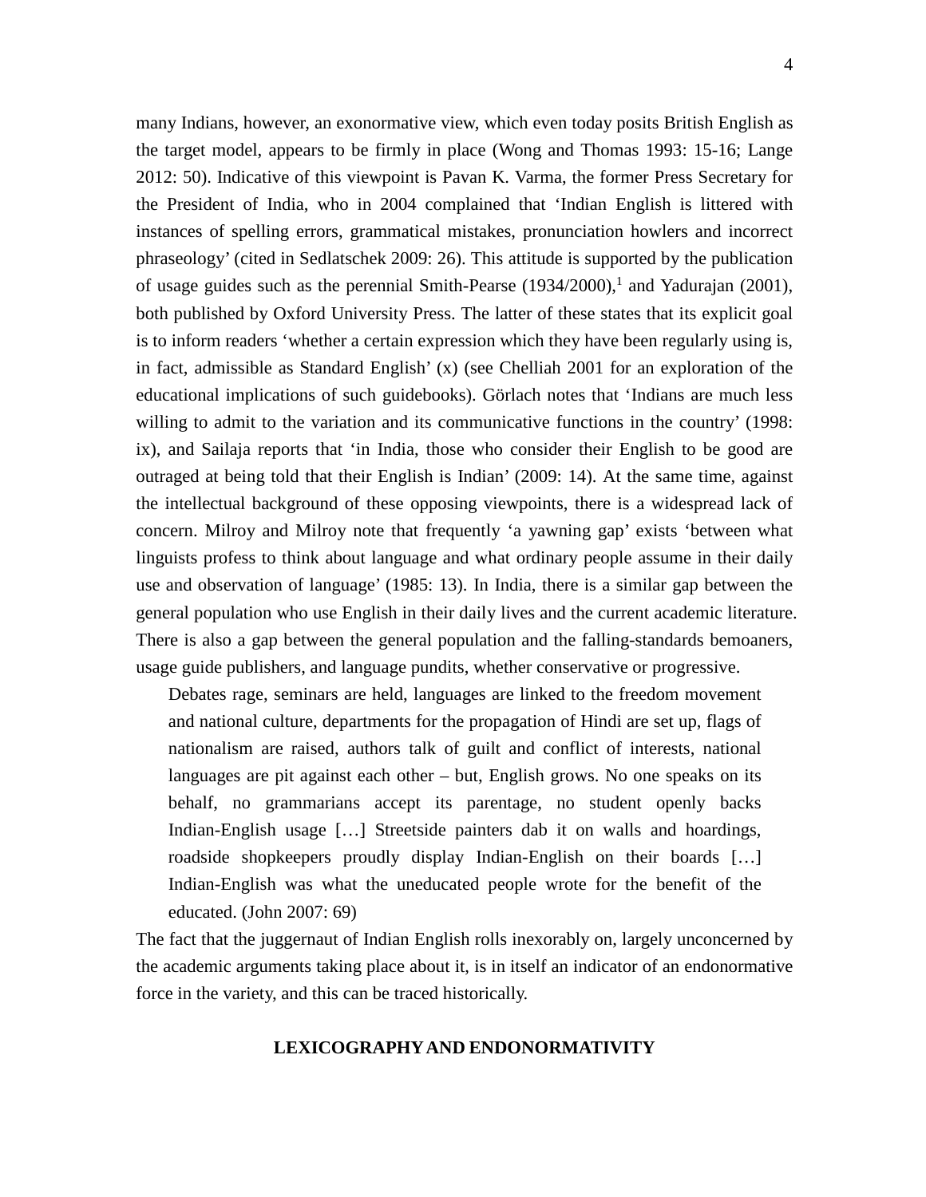many Indians, however, an exonormative view, which even today posits British English as the target model, appears to be firmly in place (Wong and Thomas 1993: 15-16; Lange 2012: 50). Indicative of this viewpoint is Pavan K. Varma, the former Press Secretary for the President of India, who in 2004 complained that 'Indian English is littered with instances of spelling errors, grammatical mistakes, pronunciation howlers and incorrect phraseology' (cited in Sedlatschek 2009: 26). This attitude is supported by the publication of usage guides such as the perennial Smith-Pearse (1934/2000),[1] and Yadurajan (2001), both published by Oxford University Press. The latter of these states that its explicit goal is to inform readers 'whether a certain expression which they have been regularly using is, in fact, admissible as Standard English' (x) (see Chelliah 2001 for an exploration of the educational implications of such guidebooks). Görlach notes that 'Indians are much less willing to admit to the variation and its communicative functions in the country' (1998: ix), and Sailaja reports that 'in India, those who consider their English to be good are outraged at being told that their English is Indian' (2009: 14). At the same time, against the intellectual background of these opposing viewpoints, there is a widespread lack of concern. Milroy and Milroy note that frequently 'a yawning gap' exists 'between what linguists profess to think about language and what ordinary people assume in their daily use and observation of language' (1985: 13). In India, there is a similar gap between the general population who use English in their daily lives and the current academic literature. There is also a gap between the general population and the falling-standards bemoaners, usage guide publishers, and language pundits, whether conservative or progressive.

> Debates rage, seminars are held, languages are linked to the freedom movement and national culture, departments for the propagation of Hindi are set up, flags of nationalism are raised, authors talk of guilt and conflict of interests, national languages are pit against each other – but, English grows. No one speaks on its behalf, no grammarians accept its parentage, no student openly backs Indian-English usage […] Streetside painters dab it on walls and hoardings, roadside shopkeepers proudly display Indian-English on their boards […] Indian-English was what the uneducated people wrote for the benefit of the educated. (John 2007: 69)

The fact that the juggernaut of Indian English rolls inexorably on, largely unconcerned by the academic arguments taking place about it, is in itself an indicator of an endonormative force in the variety, and this can be traced historically.

## LEXICOGRAPHY AND ENDONORMATIVITY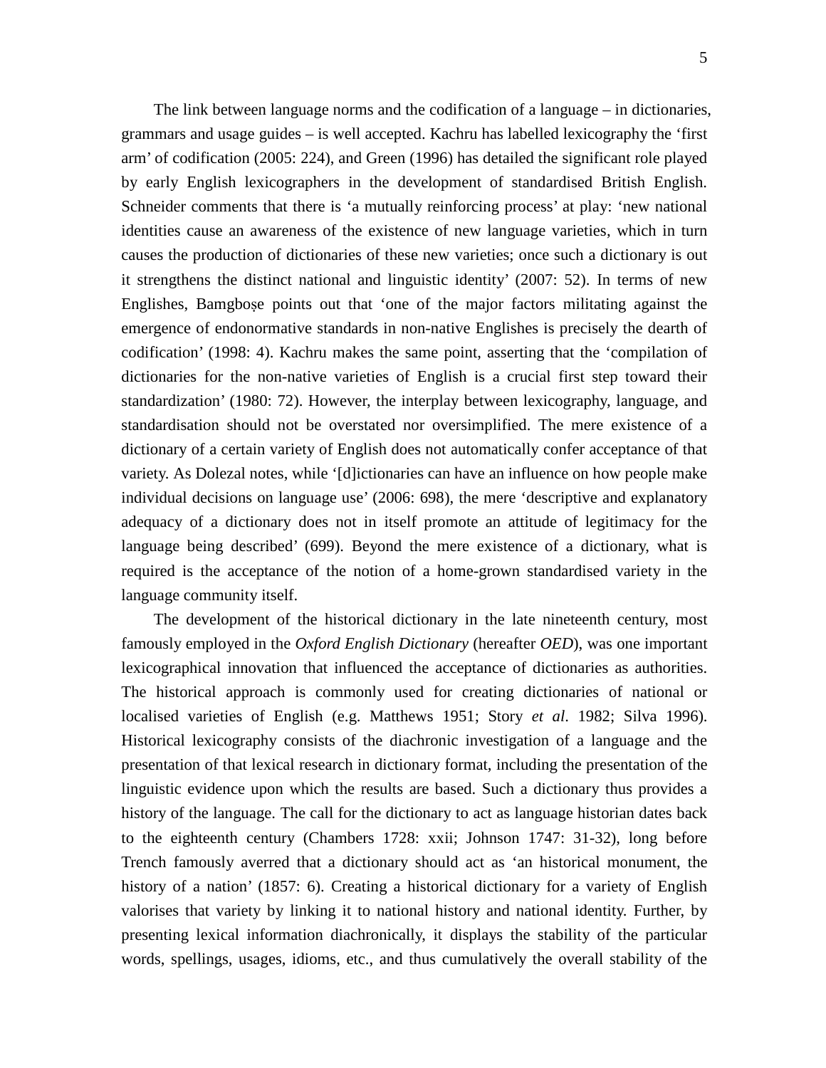The link between language norms and the codification of a language – in dictionaries, grammars and usage guides – is well accepted. Kachru has labelled lexicography the 'first arm' of codification (2005: 224), and Green (1996) has detailed the significant role played by early English lexicographers in the development of standardised British English. Schneider comments that there is 'a mutually reinforcing process' at play: 'new national identities cause an awareness of the existence of new language varieties, which in turn causes the production of dictionaries of these new varieties; once such a dictionary is out it strengthens the distinct national and linguistic identity' (2007: 52). In terms of new Englishes, Bamgboṣe points out that 'one of the major factors militating against the emergence of endonormative standards in non-native Englishes is precisely the dearth of codification' (1998: 4). Kachru makes the same point, asserting that the 'compilation of dictionaries for the non-native varieties of English is a crucial first step toward their standardization' (1980: 72). However, the interplay between lexicography, language, and standardisation should not be overstated nor oversimplified. The mere existence of a dictionary of a certain variety of English does not automatically confer acceptance of that variety. As Dolezal notes, while '[d]ictionaries can have an influence on how people make individual decisions on language use' (2006: 698), the mere 'descriptive and explanatory adequacy of a dictionary does not in itself promote an attitude of legitimacy for the language being described' (699). Beyond the mere existence of a dictionary, what is required is the acceptance of the notion of a home-grown standardised variety in the language community itself.

The development of the historical dictionary in the late nineteenth century, most famously employed in the *Oxford English Dictionary* (hereafter *OED*), was one important lexicographical innovation that influenced the acceptance of dictionaries as authorities. The historical approach is commonly used for creating dictionaries of national or localised varieties of English (e.g. Matthews 1951; Story *et al*. 1982; Silva 1996). Historical lexicography consists of the diachronic investigation of a language and the presentation of that lexical research in dictionary format, including the presentation of the linguistic evidence upon which the results are based. Such a dictionary thus provides a history of the language. The call for the dictionary to act as language historian dates back to the eighteenth century (Chambers 1728: xxii; Johnson 1747: 31-32), long before Trench famously averred that a dictionary should act as 'an historical monument, the history of a nation' (1857: 6). Creating a historical dictionary for a variety of English valorises that variety by linking it to national history and national identity. Further, by presenting lexical information diachronically, it displays the stability of the particular words, spellings, usages, idioms, etc., and thus cumulatively the overall stability of the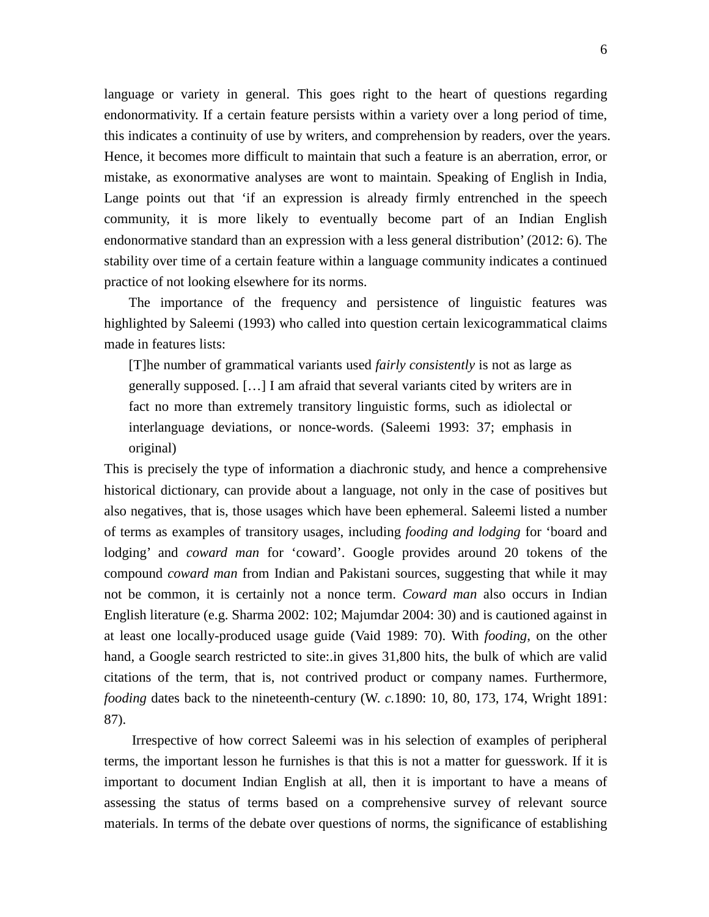language or variety in general. This goes right to the heart of questions regarding endonormativity. If a certain feature persists within a variety over a long period of time, this indicates a continuity of use by writers, and comprehension by readers, over the years. Hence, it becomes more difficult to maintain that such a feature is an aberration, error, or mistake, as exonormative analyses are wont to maintain. Speaking of English in India, Lange points out that 'if an expression is already firmly entrenched in the speech community, it is more likely to eventually become part of an Indian English endonormative standard than an expression with a less general distribution' (2012: 6). The stability over time of a certain feature within a language community indicates a continued practice of not looking elsewhere for its norms.

The importance of the frequency and persistence of linguistic features was highlighted by Saleemi (1993) who called into question certain lexicogrammatical claims made in features lists:

> [T]he number of grammatical variants used *fairly consistently* is not as large as generally supposed. […] I am afraid that several variants cited by writers are in fact no more than extremely transitory linguistic forms, such as idiolectal or interlanguage deviations, or nonce-words. (Saleemi 1993: 37; emphasis in original)

This is precisely the type of information a diachronic study, and hence a comprehensive historical dictionary, can provide about a language, not only in the case of positives but also negatives, that is, those usages which have been ephemeral. Saleemi listed a number of terms as examples of transitory usages, including *fooding and lodging* for 'board and lodging' and *coward man* for 'coward'. Google provides around 20 tokens of the compound *coward man* from Indian and Pakistani sources, suggesting that while it may not be common, it is certainly not a nonce term. *Coward man* also occurs in Indian English literature (e.g. Sharma 2002: 102; Majumdar 2004: 30) and is cautioned against in at least one locally-produced usage guide (Vaid 1989: 70). With *fooding*, on the other hand, a Google search restricted to site:.in gives 31,800 hits, the bulk of which are valid citations of the term, that is, not contrived product or company names. Furthermore, *fooding* dates back to the nineteenth-century (W. *c.*1890: 10, 80, 173, 174, Wright 1891: 87).

Irrespective of how correct Saleemi was in his selection of examples of peripheral terms, the important lesson he furnishes is that this is not a matter for guesswork. If it is important to document Indian English at all, then it is important to have a means of assessing the status of terms based on a comprehensive survey of relevant source materials. In terms of the debate over questions of norms, the significance of establishing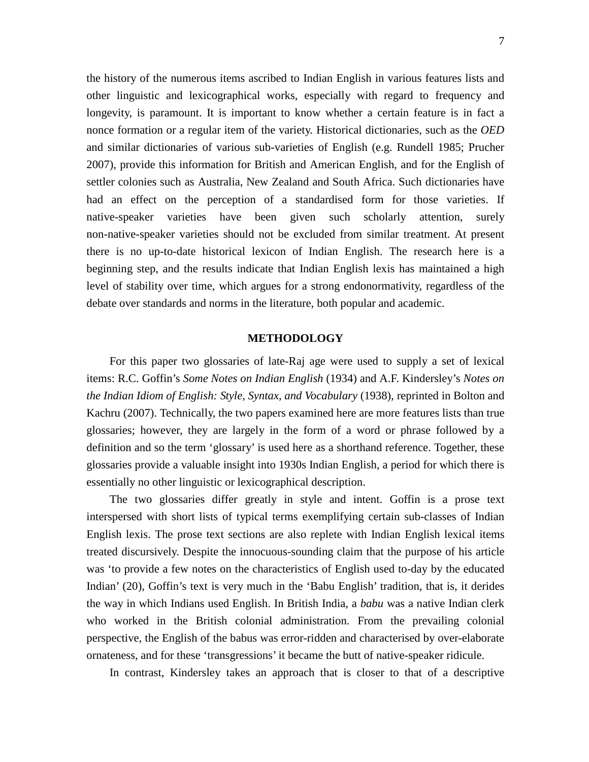the history of the numerous items ascribed to Indian English in various features lists and other linguistic and lexicographical works, especially with regard to frequency and longevity, is paramount. It is important to know whether a certain feature is in fact a nonce formation or a regular item of the variety. Historical dictionaries, such as the *OED* and similar dictionaries of various sub-varieties of English (e.g. Rundell 1985; Prucher 2007), provide this information for British and American English, and for the English of settler colonies such as Australia, New Zealand and South Africa. Such dictionaries have had an effect on the perception of a standardised form for those varieties. If native-speaker varieties have been given such scholarly attention, surely non-native-speaker varieties should not be excluded from similar treatment. At present there is no up-to-date historical lexicon of Indian English. The research here is a beginning step, and the results indicate that Indian English lexis has maintained a high level of stability over time, which argues for a strong endonormativity, regardless of the debate over standards and norms in the literature, both popular and academic.

## METHODOLOGY

For this paper two glossaries of late-Raj age were used to supply a set of lexical items: R.C. Goffin's *Some Notes on Indian English* (1934) and A.F. Kindersley's *Notes on the Indian Idiom of English: Style, Syntax, and Vocabulary* (1938), reprinted in Bolton and Kachru (2007). Technically, the two papers examined here are more features lists than true glossaries; however, they are largely in the form of a word or phrase followed by a definition and so the term 'glossary' is used here as a shorthand reference. Together, these glossaries provide a valuable insight into 1930s Indian English, a period for which there is essentially no other linguistic or lexicographical description.

The two glossaries differ greatly in style and intent. Goffin is a prose text interspersed with short lists of typical terms exemplifying certain sub-classes of Indian English lexis. The prose text sections are also replete with Indian English lexical items treated discursively. Despite the innocuous-sounding claim that the purpose of his article was 'to provide a few notes on the characteristics of English used to-day by the educated Indian' (20), Goffin's text is very much in the 'Babu English' tradition, that is, it derides the way in which Indians used English. In British India, a *babu* was a native Indian clerk who worked in the British colonial administration. From the prevailing colonial perspective, the English of the babus was error-ridden and characterised by over-elaborate ornateness, and for these 'transgressions' it became the butt of native-speaker ridicule.

In contrast, Kindersley takes an approach that is closer to that of a descriptive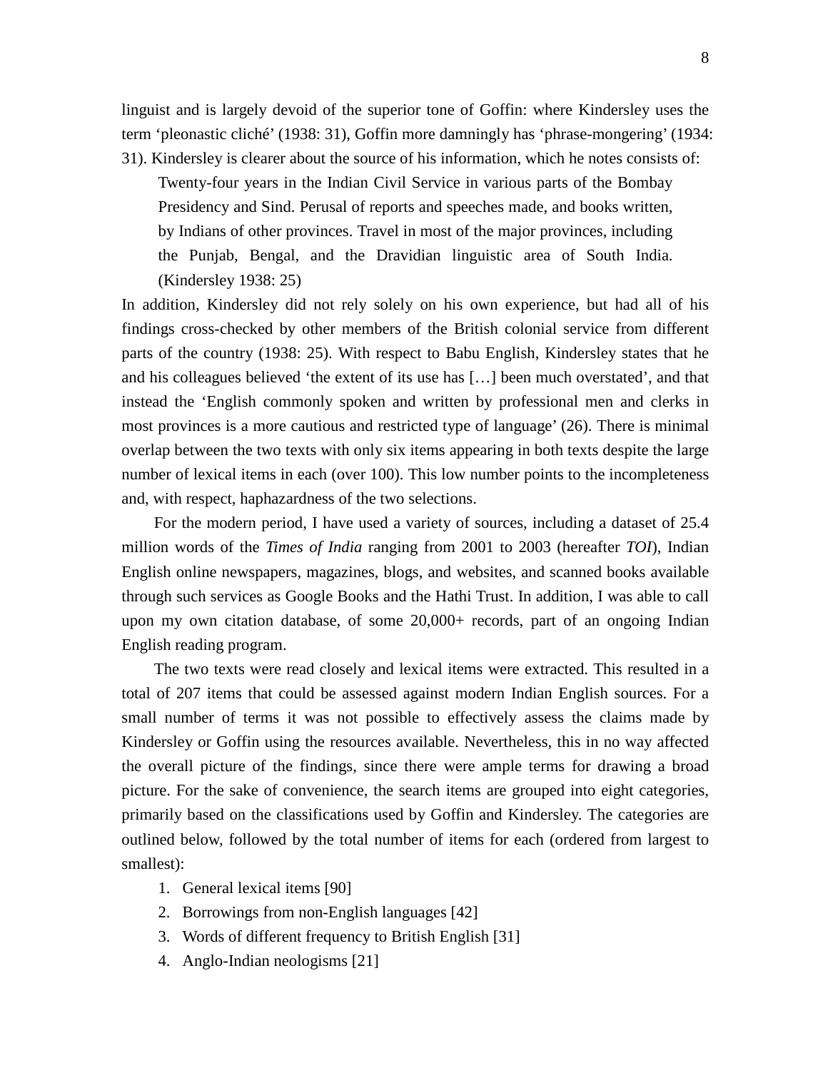linguist and is largely devoid of the superior tone of Goffin: where Kindersley uses the term 'pleonastic cliché' (1938: 31), Goffin more damningly has 'phrase-mongering' (1934: 31). Kindersley is clearer about the source of his information, which he notes consists of:

> Twenty-four years in the Indian Civil Service in various parts of the Bombay Presidency and Sind. Perusal of reports and speeches made, and books written, by Indians of other provinces. Travel in most of the major provinces, including the Punjab, Bengal, and the Dravidian linguistic area of South India. (Kindersley 1938: 25)

In addition, Kindersley did not rely solely on his own experience, but had all of his findings cross-checked by other members of the British colonial service from different parts of the country (1938: 25). With respect to Babu English, Kindersley states that he and his colleagues believed 'the extent of its use has […] been much overstated', and that instead the 'English commonly spoken and written by professional men and clerks in most provinces is a more cautious and restricted type of language' (26). There is minimal overlap between the two texts with only six items appearing in both texts despite the large number of lexical items in each (over 100). This low number points to the incompleteness and, with respect, haphazardness of the two selections.

For the modern period, I have used a variety of sources, including a dataset of 25.4 million words of the *Times of India* ranging from 2001 to 2003 (hereafter *TOI*), Indian English online newspapers, magazines, blogs, and websites, and scanned books available through such services as Google Books and the Hathi Trust. In addition, I was able to call upon my own citation database, of some 20,000+ records, part of an ongoing Indian English reading program.

The two texts were read closely and lexical items were extracted. This resulted in a total of 207 items that could be assessed against modern Indian English sources. For a small number of terms it was not possible to effectively assess the claims made by Kindersley or Goffin using the resources available. Nevertheless, this in no way affected the overall picture of the findings, since there were ample terms for drawing a broad picture. For the sake of convenience, the search items are grouped into eight categories, primarily based on the classifications used by Goffin and Kindersley. The categories are outlined below, followed by the total number of items for each (ordered from largest to smallest):

1. General lexical items [90]
2. Borrowings from non-English languages [42]
3. Words of different frequency to British English [31]
4. Anglo-Indian neologisms [21]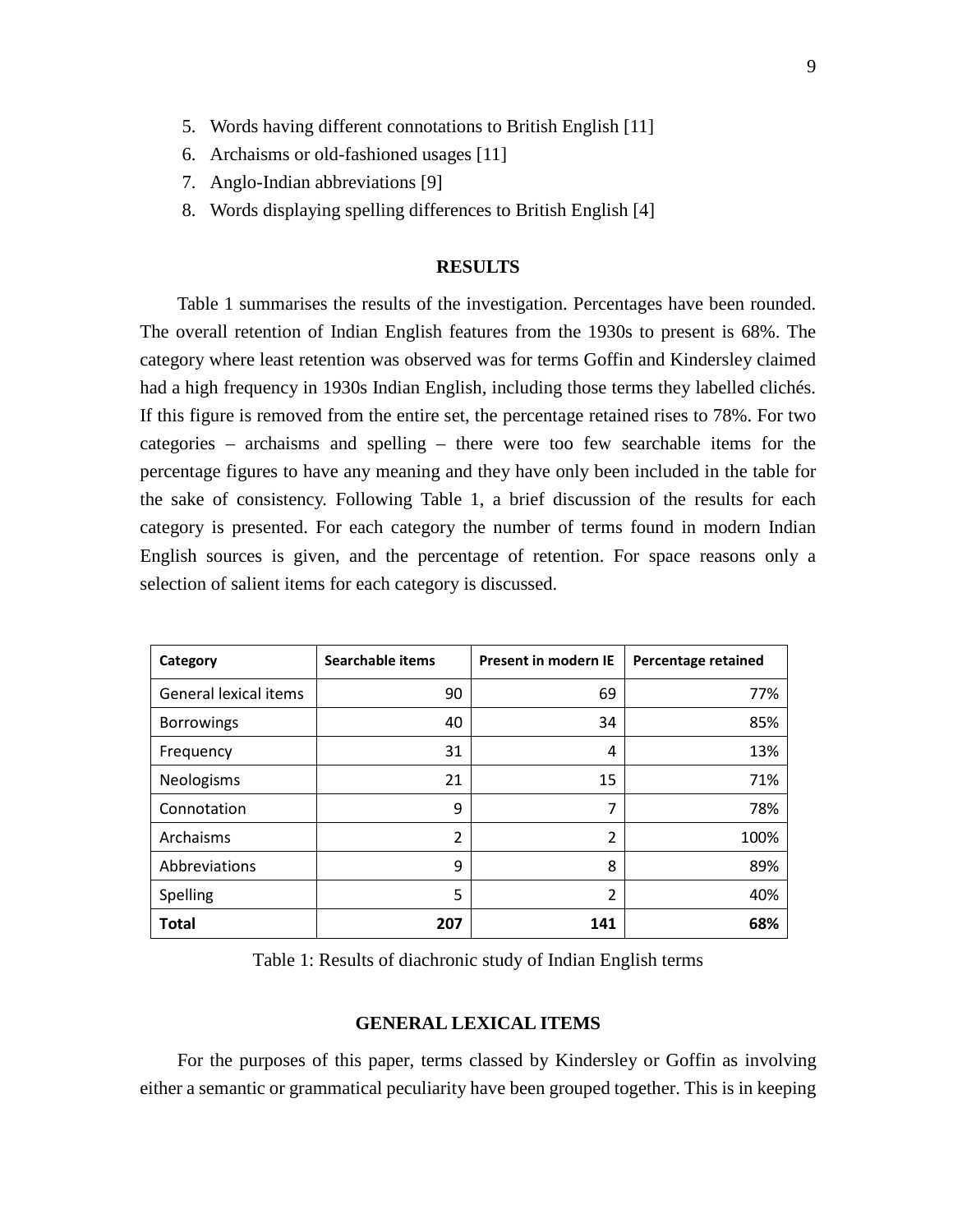5. Words having different connotations to British English [11]
6. Archaisms or old-fashioned usages [11]
7. Anglo-Indian abbreviations [9]
8. Words displaying spelling differences to British English [4]

## RESULTS

Table 1 summarises the results of the investigation. Percentages have been rounded. The overall retention of Indian English features from the 1930s to present is 68%. The category where least retention was observed was for terms Goffin and Kindersley claimed had a high frequency in 1930s Indian English, including those terms they labelled clichés. If this figure is removed from the entire set, the percentage retained rises to 78%. For two categories – archaisms and spelling – there were too few searchable items for the percentage figures to have any meaning and they have only been included in the table for the sake of consistency. Following Table 1, a brief discussion of the results for each category is presented. For each category the number of terms found in modern Indian English sources is given, and the percentage of retention. For space reasons only a selection of salient items for each category is discussed.

| Category | Searchable items | Present in modern IE | Percentage retained |
|---|---|---|---|
| General lexical items | 90 | 69 | 77% |
| Borrowings | 40 | 34 | 85% |
| Frequency | 31 | 4 | 13% |
| Neologisms | 21 | 15 | 71% |
| Connotation | 9 | 7 | 78% |
| Archaisms | 2 | 2 | 100% |
| Abbreviations | 9 | 8 | 89% |
| Spelling | 5 | 2 | 40% |
| **Total** | **207** | **141** | **68%** |

Table 1: Results of diachronic study of Indian English terms

## GENERAL LEXICAL ITEMS

For the purposes of this paper, terms classed by Kindersley or Goffin as involving either a semantic or grammatical peculiarity have been grouped together. This is in keeping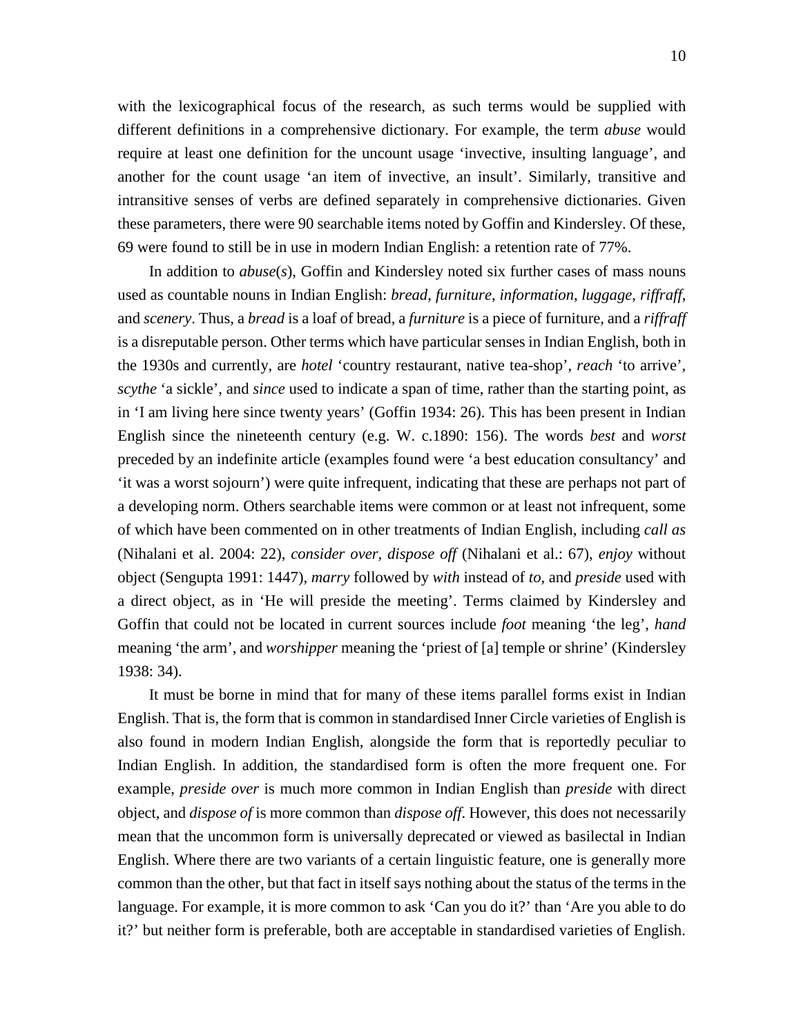with the lexicographical focus of the research, as such terms would be supplied with different definitions in a comprehensive dictionary. For example, the term *abuse* would require at least one definition for the uncount usage 'invective, insulting language', and another for the count usage 'an item of invective, an insult'. Similarly, transitive and intransitive senses of verbs are defined separately in comprehensive dictionaries. Given these parameters, there were 90 searchable items noted by Goffin and Kindersley. Of these, 69 were found to still be in use in modern Indian English: a retention rate of 77%.

In addition to *abuse*(*s*), Goffin and Kindersley noted six further cases of mass nouns used as countable nouns in Indian English: *bread*, *furniture*, *information*, *luggage*, *riffraff*, and *scenery*. Thus, a *bread* is a loaf of bread, a *furniture* is a piece of furniture, and a *riffraff* is a disreputable person. Other terms which have particular senses in Indian English, both in the 1930s and currently, are *hotel* 'country restaurant, native tea-shop', *reach* 'to arrive', *scythe* 'a sickle', and *since* used to indicate a span of time, rather than the starting point, as in 'I am living here since twenty years' (Goffin 1934: 26). This has been present in Indian English since the nineteenth century (e.g. W. c.1890: 156). The words *best* and *worst* preceded by an indefinite article (examples found were 'a best education consultancy' and 'it was a worst sojourn') were quite infrequent, indicating that these are perhaps not part of a developing norm. Others searchable items were common or at least not infrequent, some of which have been commented on in other treatments of Indian English, including *call as* (Nihalani et al. 2004: 22), *consider over*, *dispose off* (Nihalani et al.: 67), *enjoy* without object (Sengupta 1991: 1447), *marry* followed by *with* instead of *to*, and *preside* used with a direct object, as in 'He will preside the meeting'. Terms claimed by Kindersley and Goffin that could not be located in current sources include *foot* meaning 'the leg', *hand* meaning 'the arm', and *worshipper* meaning the 'priest of [a] temple or shrine' (Kindersley 1938: 34).

It must be borne in mind that for many of these items parallel forms exist in Indian English. That is, the form that is common in standardised Inner Circle varieties of English is also found in modern Indian English, alongside the form that is reportedly peculiar to Indian English. In addition, the standardised form is often the more frequent one. For example, *preside over* is much more common in Indian English than *preside* with direct object, and *dispose of* is more common than *dispose off*. However, this does not necessarily mean that the uncommon form is universally deprecated or viewed as basilectal in Indian English. Where there are two variants of a certain linguistic feature, one is generally more common than the other, but that fact in itself says nothing about the status of the terms in the language. For example, it is more common to ask 'Can you do it?' than 'Are you able to do it?' but neither form is preferable, both are acceptable in standardised varieties of English.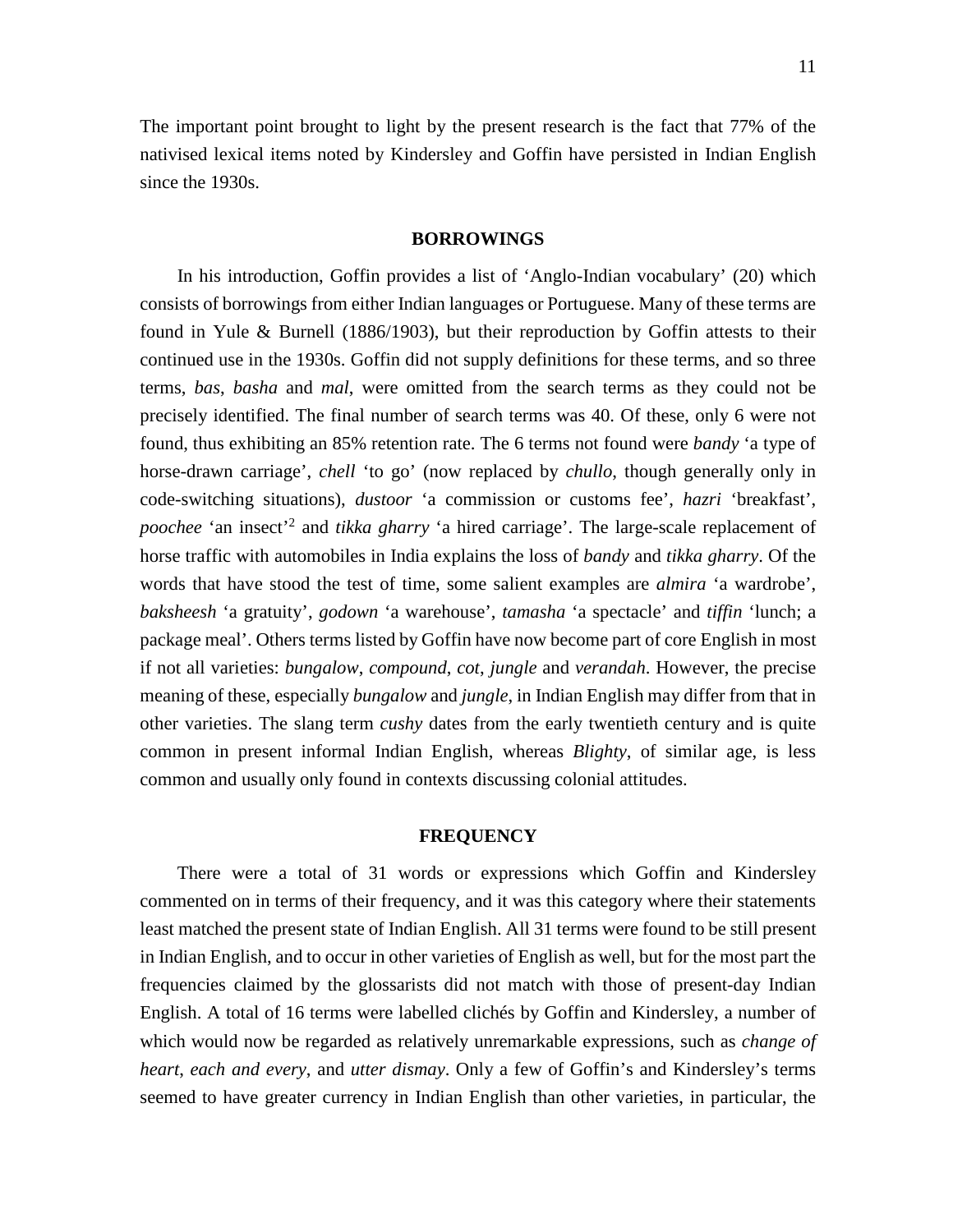The important point brought to light by the present research is the fact that 77% of the nativised lexical items noted by Kindersley and Goffin have persisted in Indian English since the 1930s.

## BORROWINGS

In his introduction, Goffin provides a list of 'Anglo-Indian vocabulary' (20) which consists of borrowings from either Indian languages or Portuguese. Many of these terms are found in Yule & Burnell (1886/1903), but their reproduction by Goffin attests to their continued use in the 1930s. Goffin did not supply definitions for these terms, and so three terms, *bas*, *basha* and *mal*, were omitted from the search terms as they could not be precisely identified. The final number of search terms was 40. Of these, only 6 were not found, thus exhibiting an 85% retention rate. The 6 terms not found were *bandy* 'a type of horse-drawn carriage', *chell* 'to go' (now replaced by *chullo*, though generally only in code-switching situations), *dustoor* 'a commission or customs fee', *hazri* 'breakfast', *poochee* 'an insect'[2] and *tikka gharry* 'a hired carriage'. The large-scale replacement of horse traffic with automobiles in India explains the loss of *bandy* and *tikka gharry*. Of the words that have stood the test of time, some salient examples are *almira* 'a wardrobe', *baksheesh* 'a gratuity', *godown* 'a warehouse', *tamasha* 'a spectacle' and *tiffin* 'lunch; a package meal'. Others terms listed by Goffin have now become part of core English in most if not all varieties: *bungalow*, *compound*, *cot*, *jungle* and *verandah*. However, the precise meaning of these, especially *bungalow* and *jungle*, in Indian English may differ from that in other varieties. The slang term *cushy* dates from the early twentieth century and is quite common in present informal Indian English, whereas *Blighty*, of similar age, is less common and usually only found in contexts discussing colonial attitudes.

## FREQUENCY

There were a total of 31 words or expressions which Goffin and Kindersley commented on in terms of their frequency, and it was this category where their statements least matched the present state of Indian English. All 31 terms were found to be still present in Indian English, and to occur in other varieties of English as well, but for the most part the frequencies claimed by the glossarists did not match with those of present-day Indian English. A total of 16 terms were labelled clichés by Goffin and Kindersley, a number of which would now be regarded as relatively unremarkable expressions, such as *change of heart*, *each and every*, and *utter dismay*. Only a few of Goffin's and Kindersley's terms seemed to have greater currency in Indian English than other varieties, in particular, the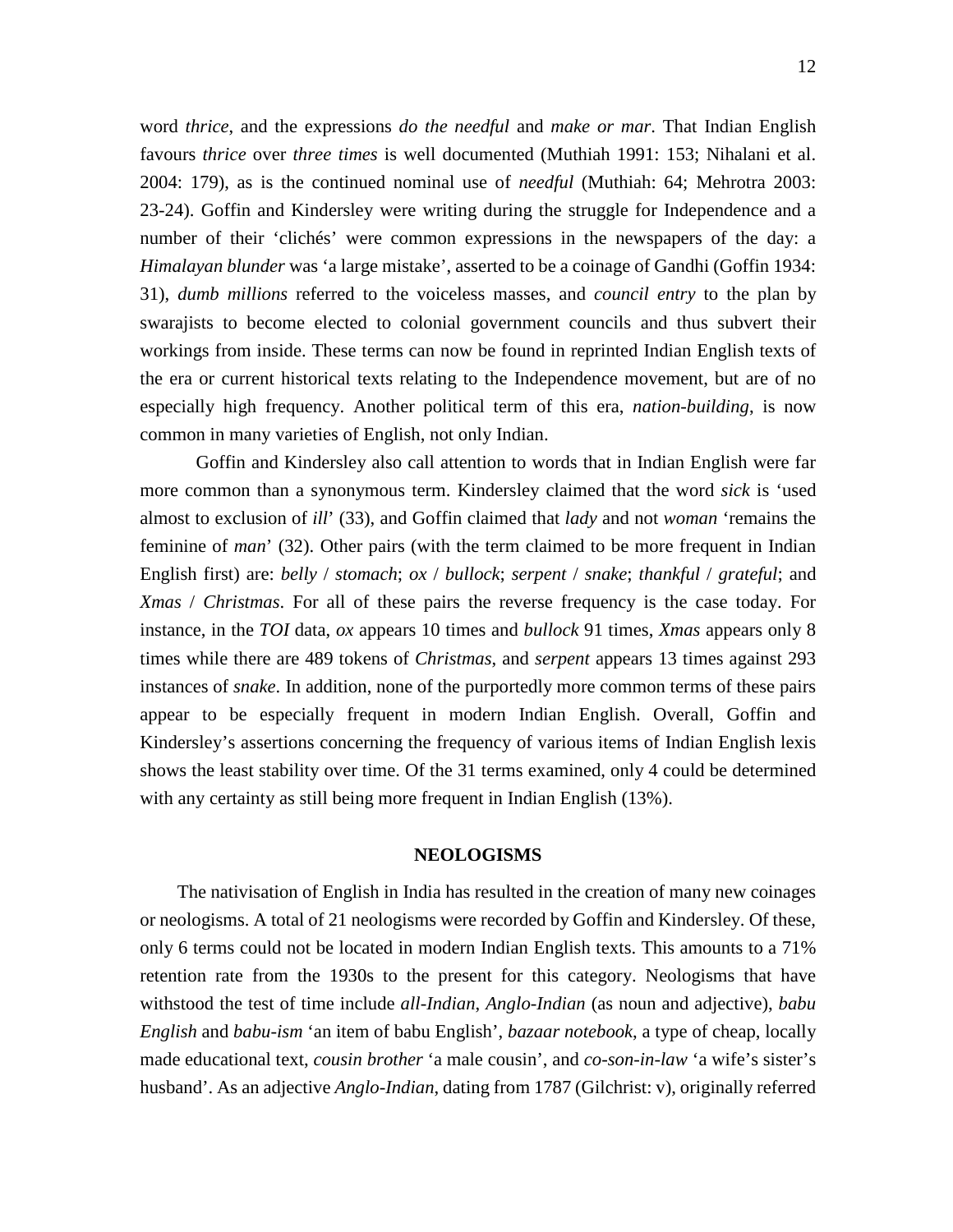word *thrice*, and the expressions *do the needful* and *make or mar*. That Indian English favours *thrice* over *three times* is well documented (Muthiah 1991: 153; Nihalani et al. 2004: 179), as is the continued nominal use of *needful* (Muthiah: 64; Mehrotra 2003: 23-24). Goffin and Kindersley were writing during the struggle for Independence and a number of their 'clichés' were common expressions in the newspapers of the day: a *Himalayan blunder* was 'a large mistake', asserted to be a coinage of Gandhi (Goffin 1934: 31), *dumb millions* referred to the voiceless masses, and *council entry* to the plan by swarajists to become elected to colonial government councils and thus subvert their workings from inside. These terms can now be found in reprinted Indian English texts of the era or current historical texts relating to the Independence movement, but are of no especially high frequency. Another political term of this era, *nation-building*, is now common in many varieties of English, not only Indian.

Goffin and Kindersley also call attention to words that in Indian English were far more common than a synonymous term. Kindersley claimed that the word *sick* is 'used almost to exclusion of *ill*' (33), and Goffin claimed that *lady* and not *woman* 'remains the feminine of *man*' (32). Other pairs (with the term claimed to be more frequent in Indian English first) are: *belly* / *stomach*; *ox* / *bullock*; *serpent* / *snake*; *thankful* / *grateful*; and *Xmas* / *Christmas*. For all of these pairs the reverse frequency is the case today. For instance, in the *TOI* data, *ox* appears 10 times and *bullock* 91 times, *Xmas* appears only 8 times while there are 489 tokens of *Christmas*, and *serpent* appears 13 times against 293 instances of *snake*. In addition, none of the purportedly more common terms of these pairs appear to be especially frequent in modern Indian English. Overall, Goffin and Kindersley's assertions concerning the frequency of various items of Indian English lexis shows the least stability over time. Of the 31 terms examined, only 4 could be determined with any certainty as still being more frequent in Indian English (13%).

## NEOLOGISMS

The nativisation of English in India has resulted in the creation of many new coinages or neologisms. A total of 21 neologisms were recorded by Goffin and Kindersley. Of these, only 6 terms could not be located in modern Indian English texts. This amounts to a 71% retention rate from the 1930s to the present for this category. Neologisms that have withstood the test of time include *all-Indian*, *Anglo-Indian* (as noun and adjective), *babu English* and *babu-ism* 'an item of babu English', *bazaar notebook*, a type of cheap, locally made educational text, *cousin brother* 'a male cousin', and *co-son-in-law* 'a wife's sister's husband'. As an adjective *Anglo-Indian*, dating from 1787 (Gilchrist: v), originally referred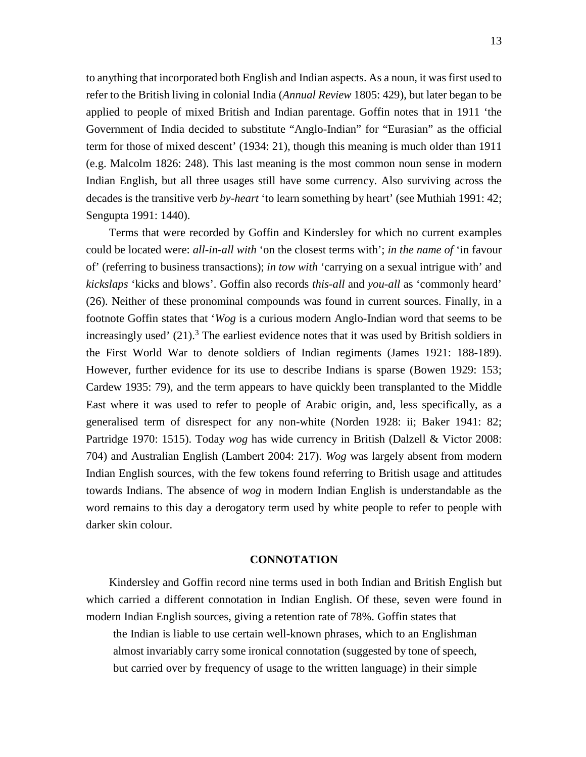to anything that incorporated both English and Indian aspects. As a noun, it was first used to refer to the British living in colonial India (*Annual Review* 1805: 429), but later began to be applied to people of mixed British and Indian parentage. Goffin notes that in 1911 'the Government of India decided to substitute "Anglo-Indian" for "Eurasian" as the official term for those of mixed descent' (1934: 21), though this meaning is much older than 1911 (e.g. Malcolm 1826: 248). This last meaning is the most common noun sense in modern Indian English, but all three usages still have some currency. Also surviving across the decades is the transitive verb *by-heart* 'to learn something by heart' (see Muthiah 1991: 42; Sengupta 1991: 1440).

Terms that were recorded by Goffin and Kindersley for which no current examples could be located were: *all-in-all with* 'on the closest terms with'; *in the name of* 'in favour of' (referring to business transactions); *in tow with* 'carrying on a sexual intrigue with' and *kickslaps* 'kicks and blows'. Goffin also records *this-all* and *you-all* as 'commonly heard' (26). Neither of these pronominal compounds was found in current sources. Finally, in a footnote Goffin states that '*Wog* is a curious modern Anglo-Indian word that seems to be increasingly used' (21).[3] The earliest evidence notes that it was used by British soldiers in the First World War to denote soldiers of Indian regiments (James 1921: 188-189). However, further evidence for its use to describe Indians is sparse (Bowen 1929: 153; Cardew 1935: 79), and the term appears to have quickly been transplanted to the Middle East where it was used to refer to people of Arabic origin, and, less specifically, as a generalised term of disrespect for any non-white (Norden 1928: ii; Baker 1941: 82; Partridge 1970: 1515). Today *wog* has wide currency in British (Dalzell & Victor 2008: 704) and Australian English (Lambert 2004: 217). *Wog* was largely absent from modern Indian English sources, with the few tokens found referring to British usage and attitudes towards Indians. The absence of *wog* in modern Indian English is understandable as the word remains to this day a derogatory term used by white people to refer to people with darker skin colour.

## CONNOTATION

Kindersley and Goffin record nine terms used in both Indian and British English but which carried a different connotation in Indian English. Of these, seven were found in modern Indian English sources, giving a retention rate of 78%. Goffin states that

> the Indian is liable to use certain well-known phrases, which to an Englishman almost invariably carry some ironical connotation (suggested by tone of speech, but carried over by frequency of usage to the written language) in their simple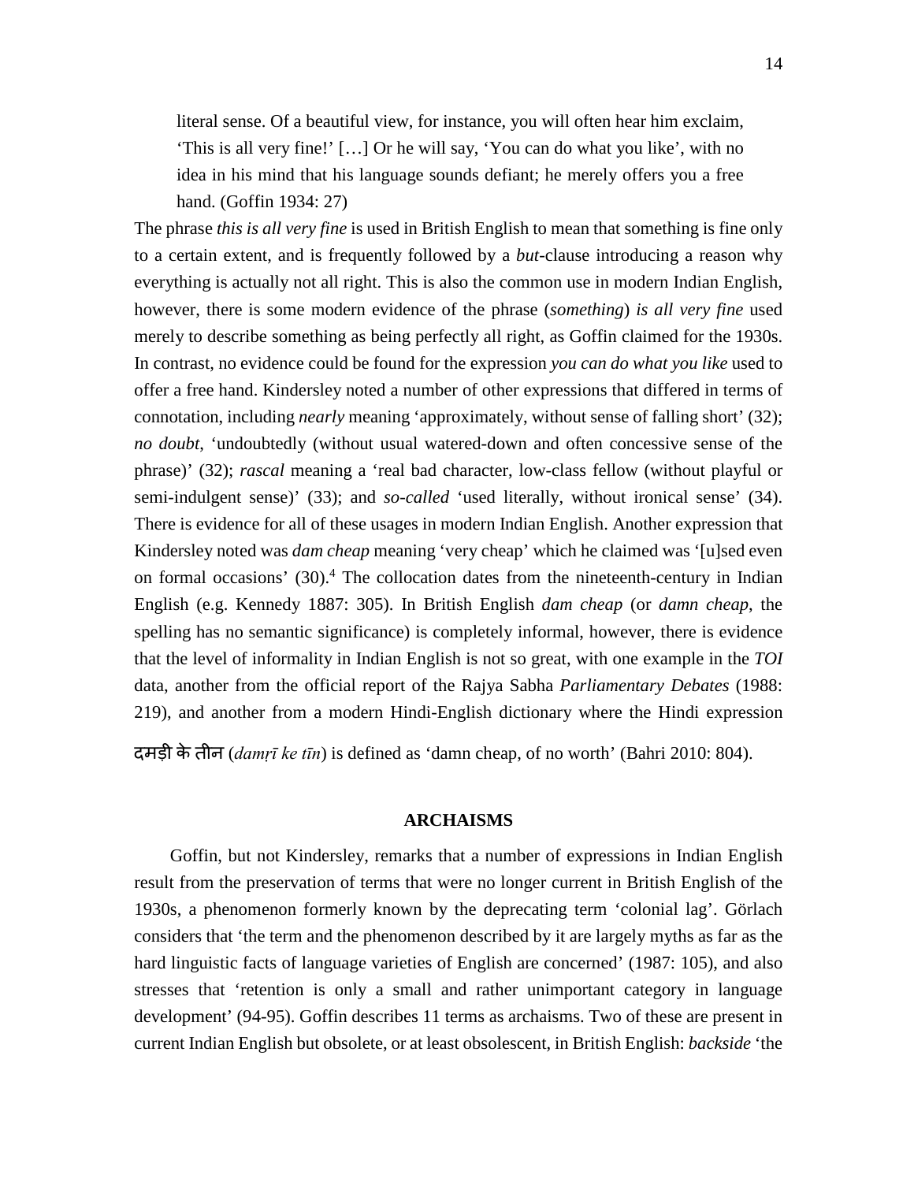> literal sense. Of a beautiful view, for instance, you will often hear him exclaim, 'This is all very fine!' […] Or he will say, 'You can do what you like', with no idea in his mind that his language sounds defiant; he merely offers you a free hand. (Goffin 1934: 27)

The phrase *this is all very fine* is used in British English to mean that something is fine only to a certain extent, and is frequently followed by a *but*-clause introducing a reason why everything is actually not all right. This is also the common use in modern Indian English, however, there is some modern evidence of the phrase (*something*) *is all very fine* used merely to describe something as being perfectly all right, as Goffin claimed for the 1930s. In contrast, no evidence could be found for the expression *you can do what you like* used to offer a free hand. Kindersley noted a number of other expressions that differed in terms of connotation, including *nearly* meaning 'approximately, without sense of falling short' (32); *no doubt*, 'undoubtedly (without usual watered-down and often concessive sense of the phrase)' (32); *rascal* meaning a 'real bad character, low-class fellow (without playful or semi-indulgent sense)' (33); and *so-called* 'used literally, without ironical sense' (34). There is evidence for all of these usages in modern Indian English. Another expression that Kindersley noted was *dam cheap* meaning 'very cheap' which he claimed was '[u]sed even on formal occasions' (30).[4] The collocation dates from the nineteenth-century in Indian English (e.g. Kennedy 1887: 305). In British English *dam cheap* (or *damn cheap*, the spelling has no semantic significance) is completely informal, however, there is evidence that the level of informality in Indian English is not so great, with one example in the *TOI* data, another from the official report of the Rajya Sabha *Parliamentary Debates* (1988: 219), and another from a modern Hindi-English dictionary where the Hindi expression दमड़ी के तीन (*damṛī ke tīn*) is defined as 'damn cheap, of no worth' (Bahri 2010: 804).

## ARCHAISMS

Goffin, but not Kindersley, remarks that a number of expressions in Indian English result from the preservation of terms that were no longer current in British English of the 1930s, a phenomenon formerly known by the deprecating term 'colonial lag'. Görlach considers that 'the term and the phenomenon described by it are largely myths as far as the hard linguistic facts of language varieties of English are concerned' (1987: 105), and also stresses that 'retention is only a small and rather unimportant category in language development' (94-95). Goffin describes 11 terms as archaisms. Two of these are present in current Indian English but obsolete, or at least obsolescent, in British English: *backside* 'the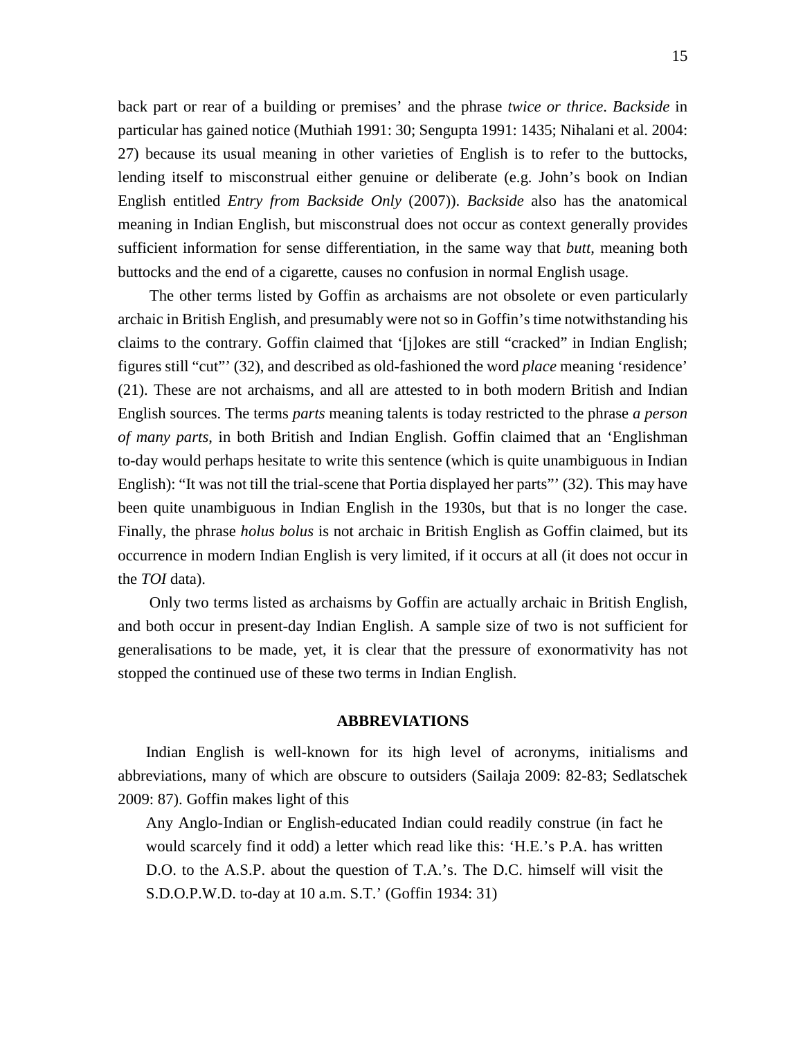back part or rear of a building or premises' and the phrase *twice or thrice*. *Backside* in particular has gained notice (Muthiah 1991: 30; Sengupta 1991: 1435; Nihalani et al. 2004: 27) because its usual meaning in other varieties of English is to refer to the buttocks, lending itself to misconstrual either genuine or deliberate (e.g. John's book on Indian English entitled *Entry from Backside Only* (2007)). *Backside* also has the anatomical meaning in Indian English, but misconstrual does not occur as context generally provides sufficient information for sense differentiation, in the same way that *butt*, meaning both buttocks and the end of a cigarette, causes no confusion in normal English usage.

The other terms listed by Goffin as archaisms are not obsolete or even particularly archaic in British English, and presumably were not so in Goffin's time notwithstanding his claims to the contrary. Goffin claimed that '[j]okes are still "cracked" in Indian English; figures still "cut"' (32), and described as old-fashioned the word *place* meaning 'residence' (21). These are not archaisms, and all are attested to in both modern British and Indian English sources. The terms *parts* meaning talents is today restricted to the phrase *a person of many parts*, in both British and Indian English. Goffin claimed that an 'Englishman to-day would perhaps hesitate to write this sentence (which is quite unambiguous in Indian English): "It was not till the trial-scene that Portia displayed her parts"' (32). This may have been quite unambiguous in Indian English in the 1930s, but that is no longer the case. Finally, the phrase *holus bolus* is not archaic in British English as Goffin claimed, but its occurrence in modern Indian English is very limited, if it occurs at all (it does not occur in the *TOI* data).

Only two terms listed as archaisms by Goffin are actually archaic in British English, and both occur in present-day Indian English. A sample size of two is not sufficient for generalisations to be made, yet, it is clear that the pressure of exonormativity has not stopped the continued use of these two terms in Indian English.

## ABBREVIATIONS

Indian English is well-known for its high level of acronyms, initialisms and abbreviations, many of which are obscure to outsiders (Sailaja 2009: 82-83; Sedlatschek 2009: 87). Goffin makes light of this

> Any Anglo-Indian or English-educated Indian could readily construe (in fact he would scarcely find it odd) a letter which read like this: 'H.E.'s P.A. has written D.O. to the A.S.P. about the question of T.A.'s. The D.C. himself will visit the S.D.O.P.W.D. to-day at 10 a.m. S.T.' (Goffin 1934: 31)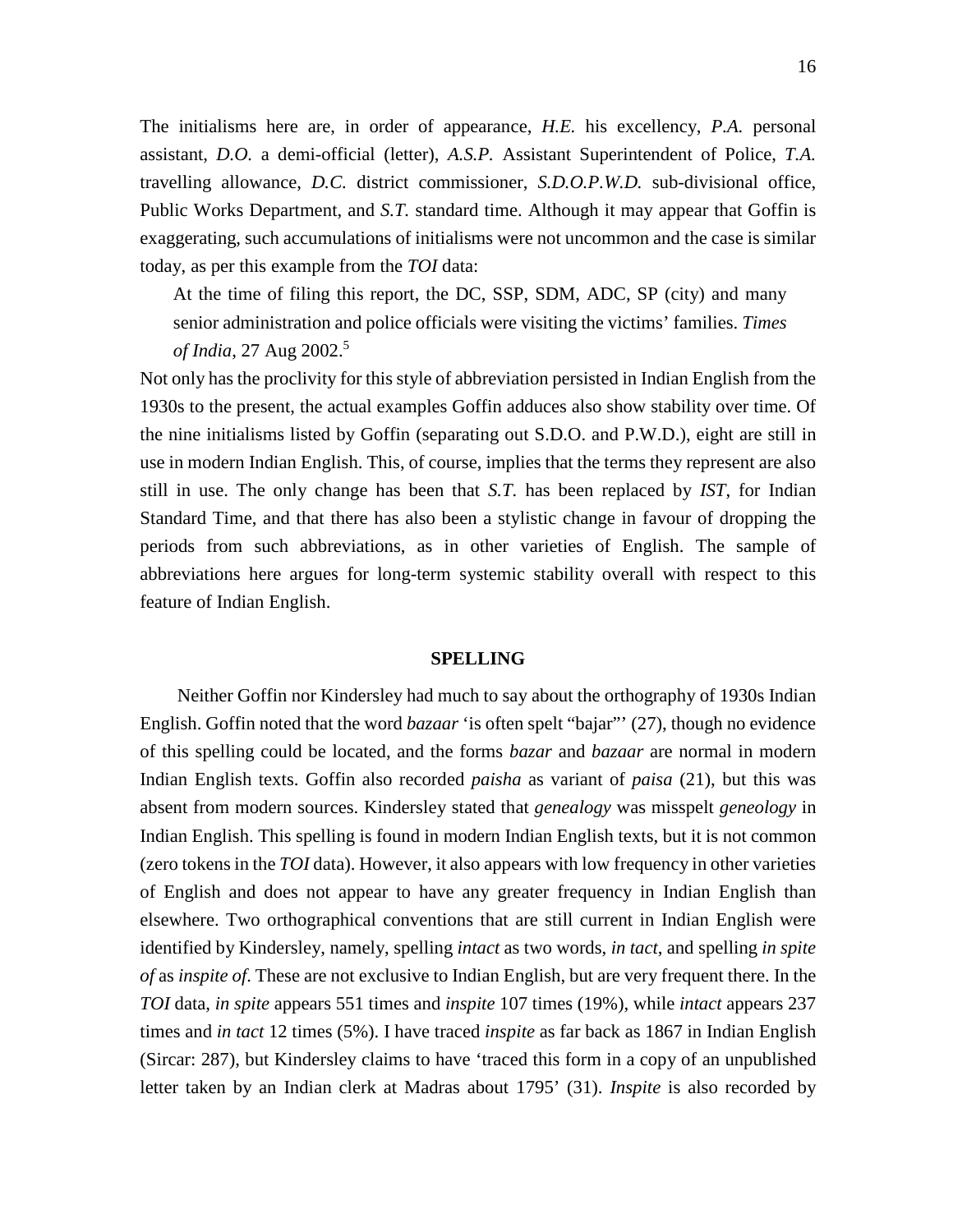The initialisms here are, in order of appearance, *H.E.* his excellency, *P.A.* personal assistant, *D.O.* a demi-official (letter), *A.S.P.* Assistant Superintendent of Police, *T.A.* travelling allowance, *D.C.* district commissioner, *S.D.O.P.W.D.* sub-divisional office, Public Works Department, and *S.T.* standard time. Although it may appear that Goffin is exaggerating, such accumulations of initialisms were not uncommon and the case is similar today, as per this example from the *TOI* data:

> At the time of filing this report, the DC, SSP, SDM, ADC, SP (city) and many senior administration and police officials were visiting the victims' families. *Times of India*, 27 Aug 2002.[5]

Not only has the proclivity for this style of abbreviation persisted in Indian English from the 1930s to the present, the actual examples Goffin adduces also show stability over time. Of the nine initialisms listed by Goffin (separating out S.D.O. and P.W.D.), eight are still in use in modern Indian English. This, of course, implies that the terms they represent are also still in use. The only change has been that *S.T.* has been replaced by *IST*, for Indian Standard Time, and that there has also been a stylistic change in favour of dropping the periods from such abbreviations, as in other varieties of English. The sample of abbreviations here argues for long-term systemic stability overall with respect to this feature of Indian English.

## SPELLING

Neither Goffin nor Kindersley had much to say about the orthography of 1930s Indian English. Goffin noted that the word *bazaar* 'is often spelt "bajar"' (27), though no evidence of this spelling could be located, and the forms *bazar* and *bazaar* are normal in modern Indian English texts. Goffin also recorded *paisha* as variant of *paisa* (21), but this was absent from modern sources. Kindersley stated that *genealogy* was misspelt *geneology* in Indian English. This spelling is found in modern Indian English texts, but it is not common (zero tokens in the *TOI* data). However, it also appears with low frequency in other varieties of English and does not appear to have any greater frequency in Indian English than elsewhere. Two orthographical conventions that are still current in Indian English were identified by Kindersley, namely, spelling *intact* as two words, *in tact*, and spelling *in spite of* as *inspite of*. These are not exclusive to Indian English, but are very frequent there. In the *TOI* data, *in spite* appears 551 times and *inspite* 107 times (19%), while *intact* appears 237 times and *in tact* 12 times (5%). I have traced *inspite* as far back as 1867 in Indian English (Sircar: 287), but Kindersley claims to have 'traced this form in a copy of an unpublished letter taken by an Indian clerk at Madras about 1795' (31). *Inspite* is also recorded by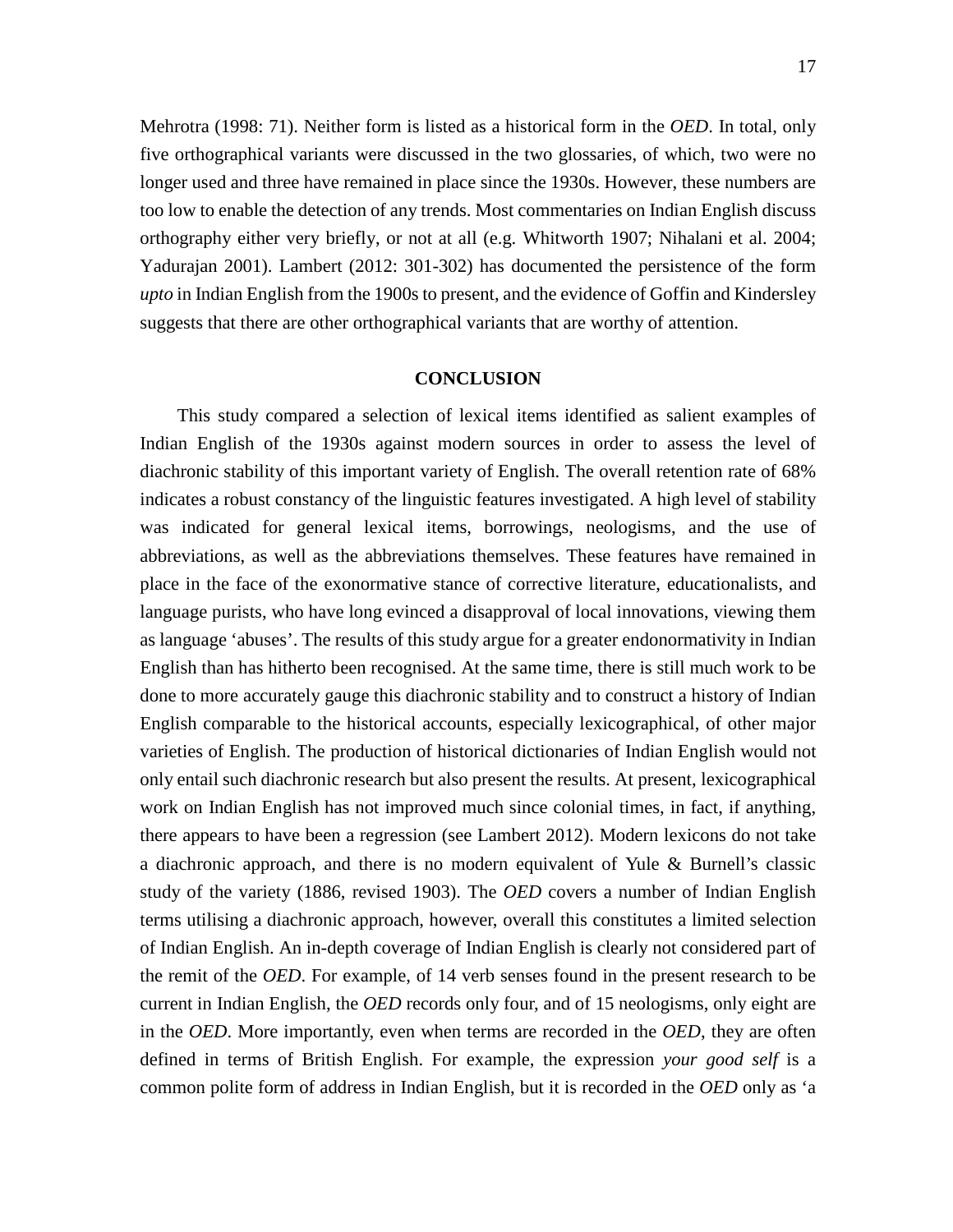Mehrotra (1998: 71). Neither form is listed as a historical form in the *OED*. In total, only five orthographical variants were discussed in the two glossaries, of which, two were no longer used and three have remained in place since the 1930s. However, these numbers are too low to enable the detection of any trends. Most commentaries on Indian English discuss orthography either very briefly, or not at all (e.g. Whitworth 1907; Nihalani et al. 2004; Yadurajan 2001). Lambert (2012: 301-302) has documented the persistence of the form *upto* in Indian English from the 1900s to present, and the evidence of Goffin and Kindersley suggests that there are other orthographical variants that are worthy of attention.

## CONCLUSION

This study compared a selection of lexical items identified as salient examples of Indian English of the 1930s against modern sources in order to assess the level of diachronic stability of this important variety of English. The overall retention rate of 68% indicates a robust constancy of the linguistic features investigated. A high level of stability was indicated for general lexical items, borrowings, neologisms, and the use of abbreviations, as well as the abbreviations themselves. These features have remained in place in the face of the exonormative stance of corrective literature, educationalists, and language purists, who have long evinced a disapproval of local innovations, viewing them as language 'abuses'. The results of this study argue for a greater endonormativity in Indian English than has hitherto been recognised. At the same time, there is still much work to be done to more accurately gauge this diachronic stability and to construct a history of Indian English comparable to the historical accounts, especially lexicographical, of other major varieties of English. The production of historical dictionaries of Indian English would not only entail such diachronic research but also present the results. At present, lexicographical work on Indian English has not improved much since colonial times, in fact, if anything, there appears to have been a regression (see Lambert 2012). Modern lexicons do not take a diachronic approach, and there is no modern equivalent of Yule & Burnell's classic study of the variety (1886, revised 1903). The *OED* covers a number of Indian English terms utilising a diachronic approach, however, overall this constitutes a limited selection of Indian English. An in-depth coverage of Indian English is clearly not considered part of the remit of the *OED*. For example, of 14 verb senses found in the present research to be current in Indian English, the *OED* records only four, and of 15 neologisms, only eight are in the *OED*. More importantly, even when terms are recorded in the *OED*, they are often defined in terms of British English. For example, the expression *your good self* is a common polite form of address in Indian English, but it is recorded in the *OED* only as 'a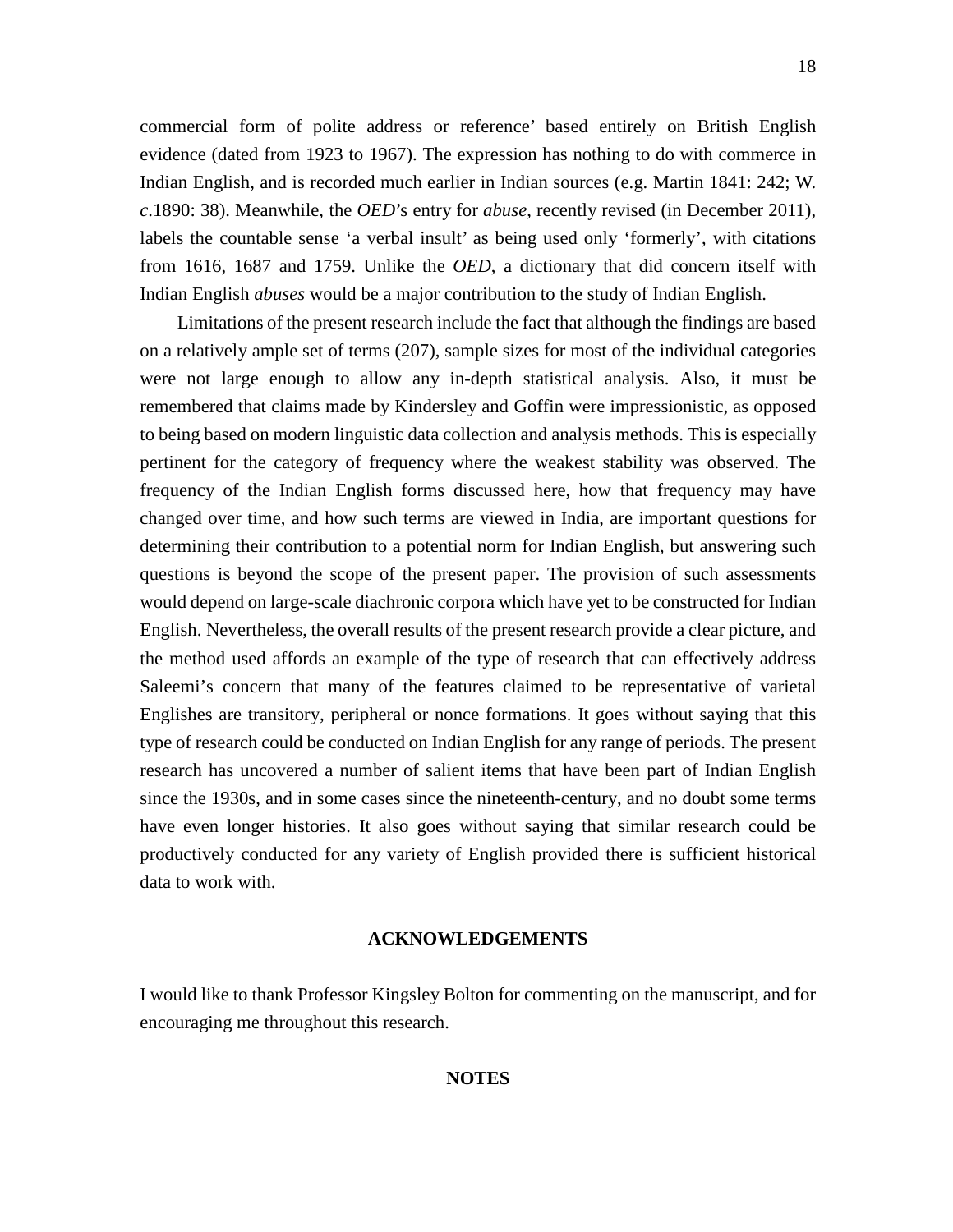commercial form of polite address or reference' based entirely on British English evidence (dated from 1923 to 1967). The expression has nothing to do with commerce in Indian English, and is recorded much earlier in Indian sources (e.g. Martin 1841: 242; W. *c*.1890: 38). Meanwhile, the *OED*'s entry for *abuse*, recently revised (in December 2011), labels the countable sense 'a verbal insult' as being used only 'formerly', with citations from 1616, 1687 and 1759. Unlike the *OED*, a dictionary that did concern itself with Indian English *abuses* would be a major contribution to the study of Indian English.

Limitations of the present research include the fact that although the findings are based on a relatively ample set of terms (207), sample sizes for most of the individual categories were not large enough to allow any in-depth statistical analysis. Also, it must be remembered that claims made by Kindersley and Goffin were impressionistic, as opposed to being based on modern linguistic data collection and analysis methods. This is especially pertinent for the category of frequency where the weakest stability was observed. The frequency of the Indian English forms discussed here, how that frequency may have changed over time, and how such terms are viewed in India, are important questions for determining their contribution to a potential norm for Indian English, but answering such questions is beyond the scope of the present paper. The provision of such assessments would depend on large-scale diachronic corpora which have yet to be constructed for Indian English. Nevertheless, the overall results of the present research provide a clear picture, and the method used affords an example of the type of research that can effectively address Saleemi's concern that many of the features claimed to be representative of varietal Englishes are transitory, peripheral or nonce formations. It goes without saying that this type of research could be conducted on Indian English for any range of periods. The present research has uncovered a number of salient items that have been part of Indian English since the 1930s, and in some cases since the nineteenth-century, and no doubt some terms have even longer histories. It also goes without saying that similar research could be productively conducted for any variety of English provided there is sufficient historical data to work with.

## ACKNOWLEDGEMENTS

I would like to thank Professor Kingsley Bolton for commenting on the manuscript, and for encouraging me throughout this research.

## NOTES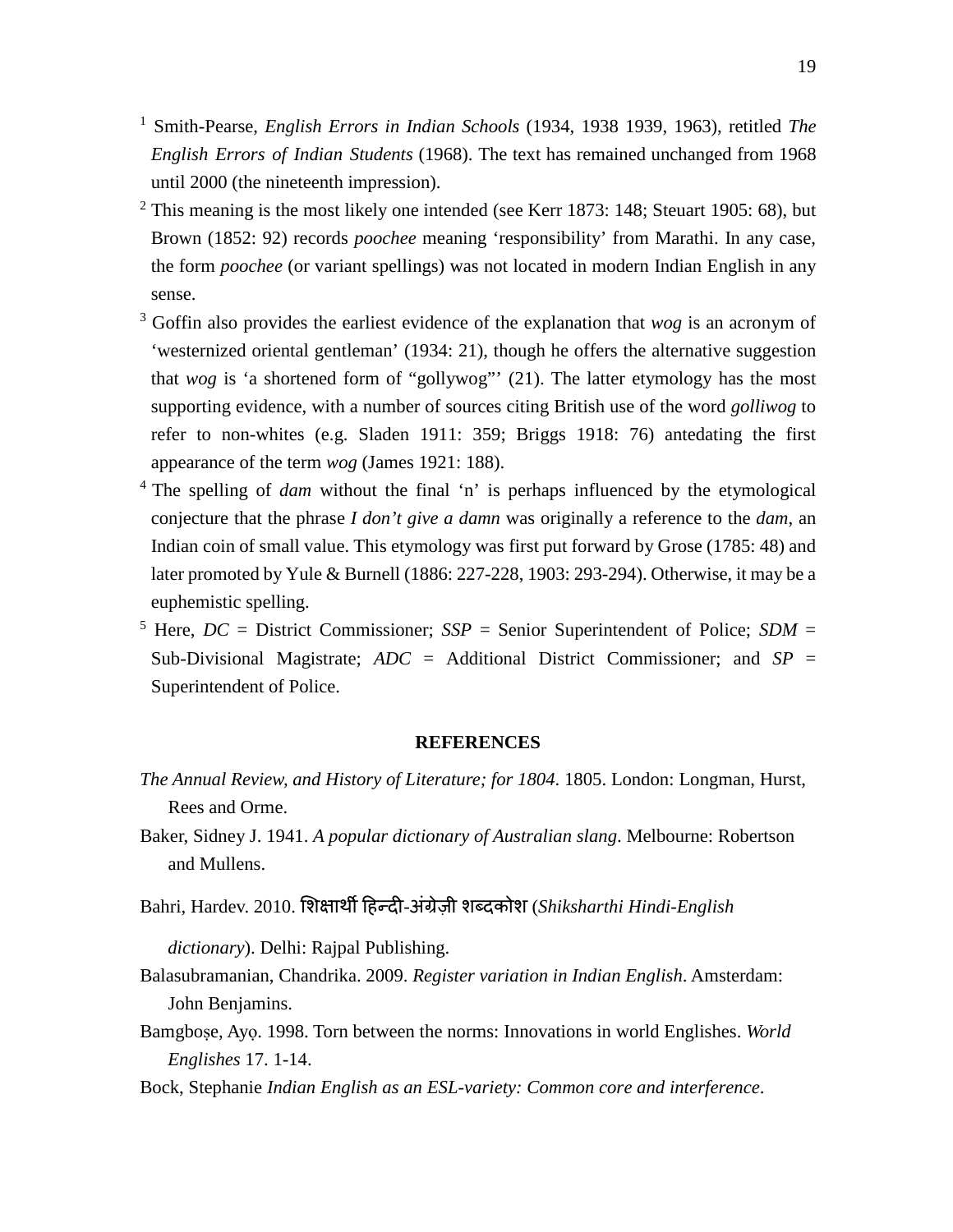[1] Smith-Pearse, *English Errors in Indian Schools* (1934, 1938 1939, 1963), retitled *The English Errors of Indian Students* (1968). The text has remained unchanged from 1968 until 2000 (the nineteenth impression).

[2] This meaning is the most likely one intended (see Kerr 1873: 148; Steuart 1905: 68), but Brown (1852: 92) records *poochee* meaning 'responsibility' from Marathi. In any case, the form *poochee* (or variant spellings) was not located in modern Indian English in any sense.

[3] Goffin also provides the earliest evidence of the explanation that *wog* is an acronym of 'westernized oriental gentleman' (1934: 21), though he offers the alternative suggestion that *wog* is 'a shortened form of "gollywog"' (21). The latter etymology has the most supporting evidence, with a number of sources citing British use of the word *golliwog* to refer to non-whites (e.g. Sladen 1911: 359; Briggs 1918: 76) antedating the first appearance of the term *wog* (James 1921: 188).

[4] The spelling of *dam* without the final 'n' is perhaps influenced by the etymological conjecture that the phrase *I don't give a damn* was originally a reference to the *dam*, an Indian coin of small value. This etymology was first put forward by Grose (1785: 48) and later promoted by Yule & Burnell (1886: 227-228, 1903: 293-294). Otherwise, it may be a euphemistic spelling.

[5] Here, *DC* = District Commissioner; *SSP* = Senior Superintendent of Police; *SDM* = Sub-Divisional Magistrate; *ADC* = Additional District Commissioner; and *SP* = Superintendent of Police.

## REFERENCES

*The Annual Review, and History of Literature; for 1804*. 1805. London: Longman, Hurst, Rees and Orme.

Baker, Sidney J. 1941. *A popular dictionary of Australian slang*. Melbourne: Robertson and Mullens.

Bahri, Hardev. 2010. शिक्षार्थी हिन्दी-अंग्रेज़ी शब्दकोश (*Shiksharthi Hindi-English dictionary*). Delhi: Rajpal Publishing.

Balasubramanian, Chandrika. 2009. *Register variation in Indian English*. Amsterdam: John Benjamins.

Bamgboṣe, Ayọ. 1998. Torn between the norms: Innovations in world Englishes. *World Englishes* 17. 1-14.

Bock, Stephanie *Indian English as an ESL-variety: Common core and interference*.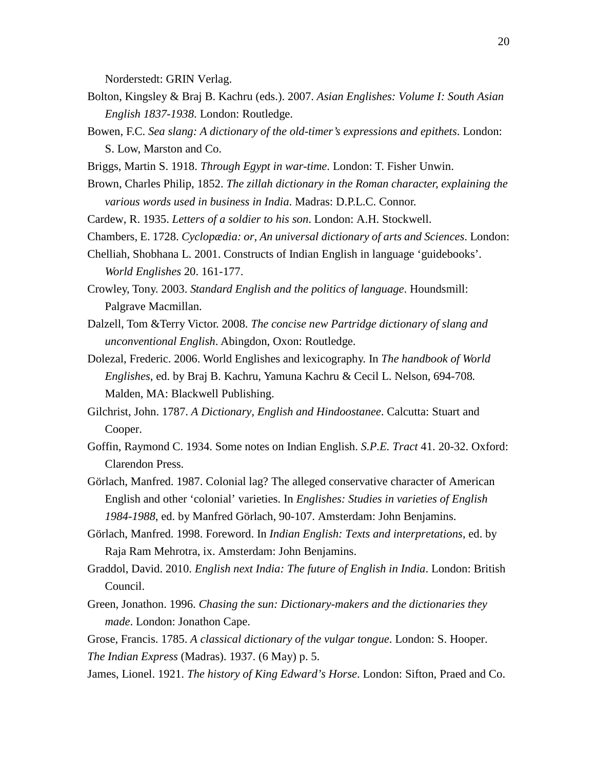Norderstedt: GRIN Verlag.

Bolton, Kingsley & Braj B. Kachru (eds.). 2007. *Asian Englishes: Volume I: South Asian English 1837-1938*. London: Routledge.

Bowen, F.C. *Sea slang: A dictionary of the old-timer's expressions and epithets*. London: S. Low, Marston and Co.

Briggs, Martin S. 1918. *Through Egypt in war-time*. London: T. Fisher Unwin.

Brown, Charles Philip, 1852. *The zillah dictionary in the Roman character, explaining the various words used in business in India*. Madras: D.P.L.C. Connor.

Cardew, R. 1935. *Letters of a soldier to his son*. London: A.H. Stockwell.

Chambers, E. 1728. *Cyclopædia: or, An universal dictionary of arts and Sciences*. London:

Chelliah, Shobhana L. 2001. Constructs of Indian English in language 'guidebooks'. *World Englishes* 20. 161-177.

Crowley, Tony. 2003. *Standard English and the politics of language*. Houndsmill: Palgrave Macmillan.

Dalzell, Tom &Terry Victor. 2008. *The concise new Partridge dictionary of slang and unconventional English*. Abingdon, Oxon: Routledge.

Dolezal, Frederic. 2006. World Englishes and lexicography. In *The handbook of World Englishes*, ed. by Braj B. Kachru, Yamuna Kachru & Cecil L. Nelson, 694-708. Malden, MA: Blackwell Publishing.

Gilchrist, John. 1787. *A Dictionary, English and Hindoostanee*. Calcutta: Stuart and Cooper.

Goffin, Raymond C. 1934. Some notes on Indian English. *S.P.E. Tract* 41. 20-32. Oxford: Clarendon Press.

Görlach, Manfred. 1987. Colonial lag? The alleged conservative character of American English and other 'colonial' varieties. In *Englishes: Studies in varieties of English 1984-1988*, ed. by Manfred Görlach, 90-107. Amsterdam: John Benjamins.

Görlach, Manfred. 1998. Foreword. In *Indian English: Texts and interpretations*, ed. by Raja Ram Mehrotra, ix. Amsterdam: John Benjamins.

Graddol, David. 2010. *English next India: The future of English in India*. London: British Council.

Green, Jonathon. 1996. *Chasing the sun: Dictionary-makers and the dictionaries they made*. London: Jonathon Cape.

Grose, Francis. 1785. *A classical dictionary of the vulgar tongue*. London: S. Hooper.

*The Indian Express* (Madras). 1937. (6 May) p. 5.

James, Lionel. 1921. *The history of King Edward's Horse*. London: Sifton, Praed and Co.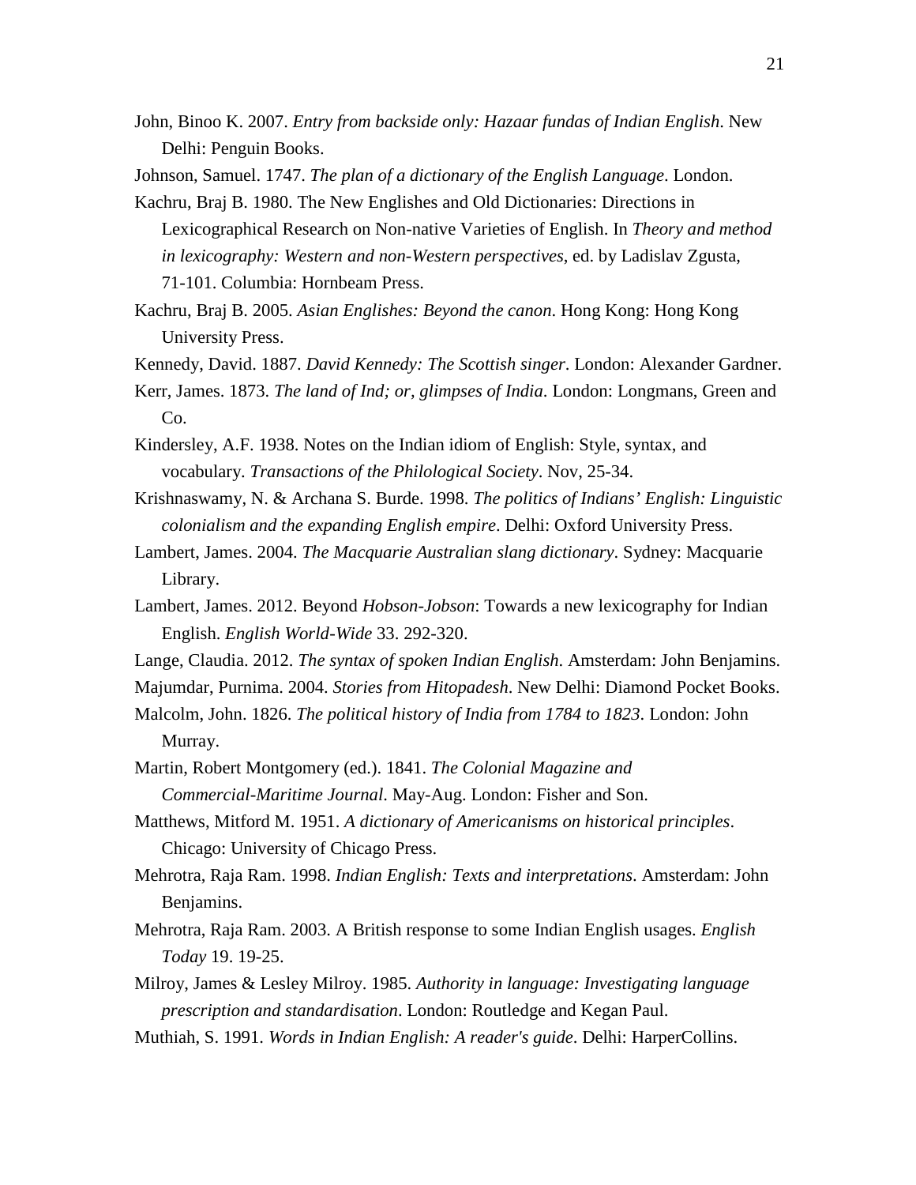John, Binoo K. 2007. *Entry from backside only: Hazaar fundas of Indian English*. New Delhi: Penguin Books.

Johnson, Samuel. 1747. *The plan of a dictionary of the English Language*. London.

Kachru, Braj B. 1980. The New Englishes and Old Dictionaries: Directions in Lexicographical Research on Non-native Varieties of English. In *Theory and method in lexicography: Western and non-Western perspectives*, ed. by Ladislav Zgusta, 71-101. Columbia: Hornbeam Press.

Kachru, Braj B. 2005. *Asian Englishes: Beyond the canon*. Hong Kong: Hong Kong University Press.

Kennedy, David. 1887. *David Kennedy: The Scottish singer*. London: Alexander Gardner.

Kerr, James. 1873. *The land of Ind; or, glimpses of India*. London: Longmans, Green and Co.

Kindersley, A.F. 1938. Notes on the Indian idiom of English: Style, syntax, and vocabulary. *Transactions of the Philological Society*. Nov, 25-34.

Krishnaswamy, N. & Archana S. Burde. 1998. *The politics of Indians' English: Linguistic colonialism and the expanding English empire*. Delhi: Oxford University Press.

Lambert, James. 2004. *The Macquarie Australian slang dictionary*. Sydney: Macquarie Library.

Lambert, James. 2012. Beyond *Hobson-Jobson*: Towards a new lexicography for Indian English. *English World-Wide* 33. 292-320.

Lange, Claudia. 2012. *The syntax of spoken Indian English*. Amsterdam: John Benjamins.

Majumdar, Purnima. 2004. *Stories from Hitopadesh*. New Delhi: Diamond Pocket Books.

Malcolm, John. 1826. *The political history of India from 1784 to 1823*. London: John Murray.

Martin, Robert Montgomery (ed.). 1841. *The Colonial Magazine and Commercial-Maritime Journal*. May-Aug. London: Fisher and Son.

Matthews, Mitford M. 1951. *A dictionary of Americanisms on historical principles*. Chicago: University of Chicago Press.

Mehrotra, Raja Ram. 1998. *Indian English: Texts and interpretations*. Amsterdam: John Benjamins.

Mehrotra, Raja Ram. 2003. A British response to some Indian English usages. *English Today* 19. 19-25.

Milroy, James & Lesley Milroy. 1985. *Authority in language: Investigating language prescription and standardisation*. London: Routledge and Kegan Paul.

Muthiah, S. 1991. *Words in Indian English: A reader's guide*. Delhi: HarperCollins.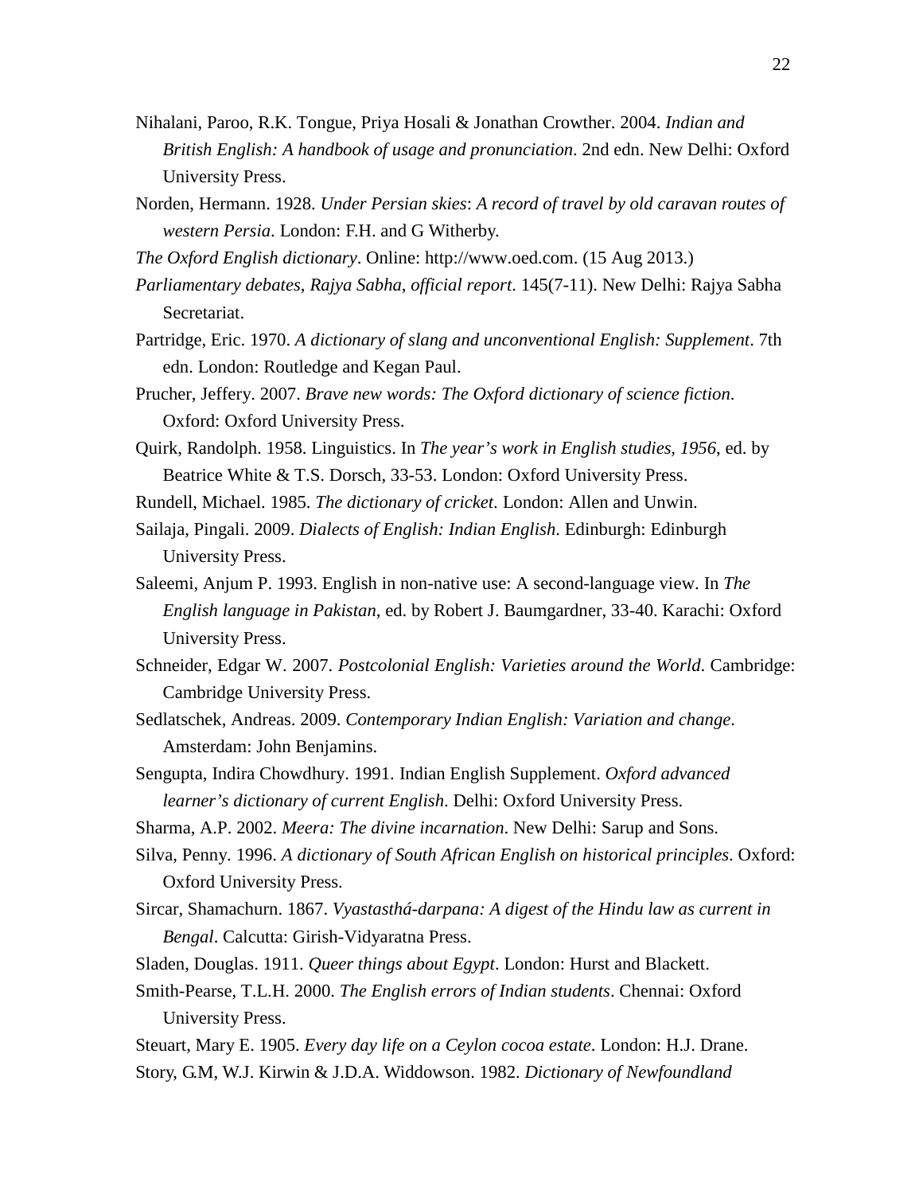Nihalani, Paroo, R.K. Tongue, Priya Hosali & Jonathan Crowther. 2004. *Indian and British English: A handbook of usage and pronunciation*. 2nd edn. New Delhi: Oxford University Press.

Norden, Hermann. 1928. *Under Persian skies*: *A record of travel by old caravan routes of western Persia*. London: F.H. and G Witherby.

*The Oxford English dictionary*. Online: http://www.oed.com. (15 Aug 2013.)

*Parliamentary debates*, *Rajya Sabha*, *official report*. 145(7-11). New Delhi: Rajya Sabha Secretariat.

Partridge, Eric. 1970. *A dictionary of slang and unconventional English: Supplement*. 7th edn. London: Routledge and Kegan Paul.

Prucher, Jeffery. 2007. *Brave new words: The Oxford dictionary of science fiction*. Oxford: Oxford University Press.

Quirk, Randolph. 1958. Linguistics. In *The year's work in English studies*, *1956*, ed. by Beatrice White & T.S. Dorsch, 33-53. London: Oxford University Press.

Rundell, Michael. 1985. *The dictionary of cricket*. London: Allen and Unwin.

Sailaja, Pingali. 2009. *Dialects of English: Indian English*. Edinburgh: Edinburgh University Press.

Saleemi, Anjum P. 1993. English in non-native use: A second-language view. In *The English language in Pakistan*, ed. by Robert J. Baumgardner, 33-40. Karachi: Oxford University Press.

Schneider, Edgar W. 2007. *Postcolonial English: Varieties around the World*. Cambridge: Cambridge University Press.

Sedlatschek, Andreas. 2009. *Contemporary Indian English: Variation and change*. Amsterdam: John Benjamins.

Sengupta, Indira Chowdhury. 1991. Indian English Supplement. *Oxford advanced learner's dictionary of current English*. Delhi: Oxford University Press.

Sharma, A.P. 2002. *Meera: The divine incarnation*. New Delhi: Sarup and Sons.

Silva, Penny. 1996. *A dictionary of South African English on historical principles*. Oxford: Oxford University Press.

Sircar, Shamachurn. 1867. *Vyastasthá-darpana: A digest of the Hindu law as current in Bengal*. Calcutta: Girish-Vidyaratna Press.

Sladen, Douglas. 1911. *Queer things about Egypt*. London: Hurst and Blackett.

Smith-Pearse, T.L.H. 2000. *The English errors of Indian students*. Chennai: Oxford University Press.

Steuart, Mary E. 1905. *Every day life on a Ceylon cocoa estate*. London: H.J. Drane.

Story, G.M, W.J. Kirwin & J.D.A. Widdowson. 1982. *Dictionary of Newfoundland*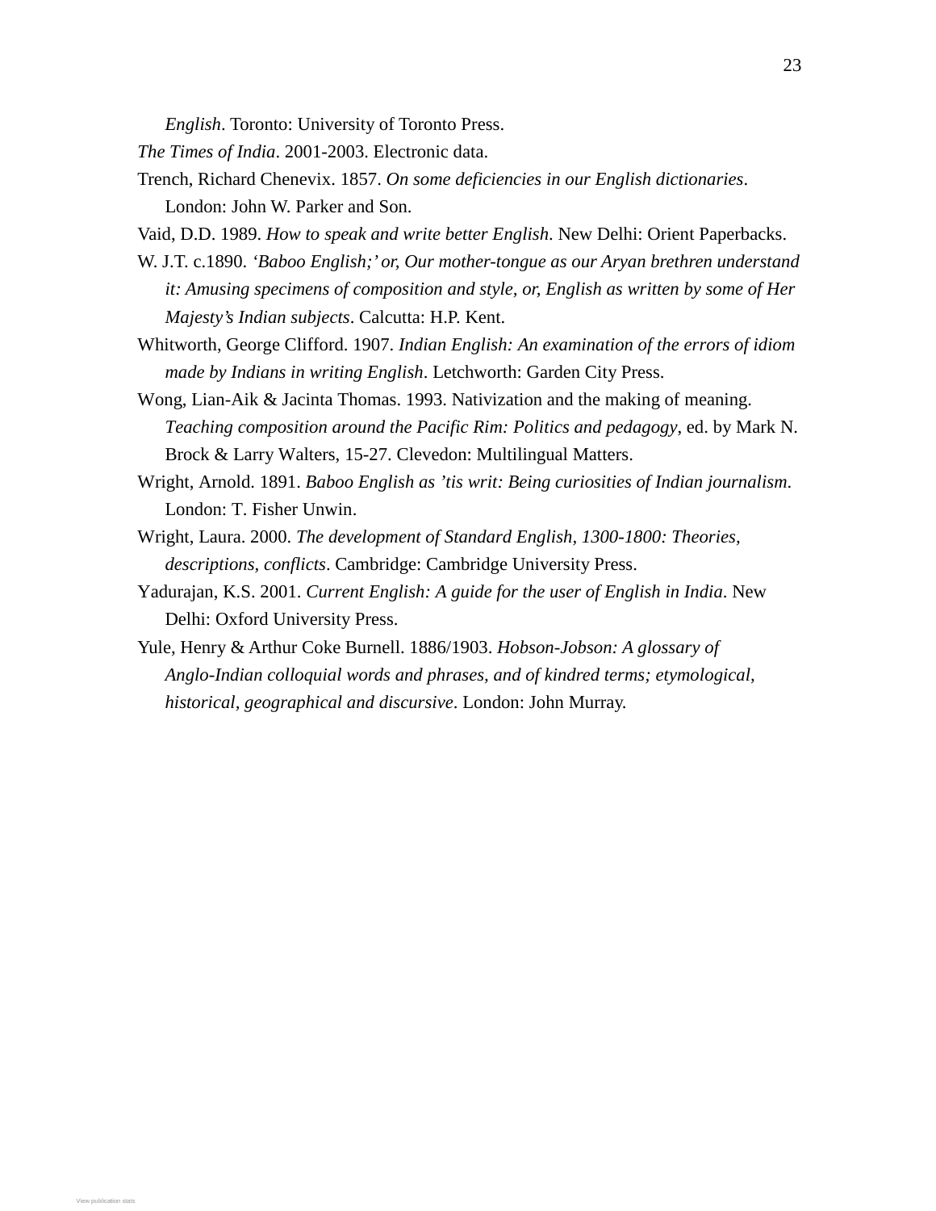*English*. Toronto: University of Toronto Press.

*The Times of India*. 2001-2003. Electronic data.

Trench, Richard Chenevix. 1857. *On some deficiencies in our English dictionaries*. London: John W. Parker and Son.

Vaid, D.D. 1989. *How to speak and write better English*. New Delhi: Orient Paperbacks.

W. J.T. c.1890. *'Baboo English;' or, Our mother-tongue as our Aryan brethren understand it: Amusing specimens of composition and style, or, English as written by some of Her Majesty's Indian subjects*. Calcutta: H.P. Kent.

Whitworth, George Clifford. 1907. *Indian English: An examination of the errors of idiom made by Indians in writing English*. Letchworth: Garden City Press.

Wong, Lian-Aik & Jacinta Thomas. 1993. Nativization and the making of meaning. *Teaching composition around the Pacific Rim: Politics and pedagogy*, ed. by Mark N. Brock & Larry Walters, 15-27. Clevedon: Multilingual Matters.

Wright, Arnold. 1891. *Baboo English as 'tis writ: Being curiosities of Indian journalism*. London: T. Fisher Unwin.

Wright, Laura. 2000. *The development of Standard English, 1300-1800: Theories, descriptions, conflicts*. Cambridge: Cambridge University Press.

Yadurajan, K.S. 2001. *Current English: A guide for the user of English in India*. New Delhi: Oxford University Press.

Yule, Henry & Arthur Coke Burnell. 1886/1903. *Hobson-Jobson: A glossary of Anglo-Indian colloquial words and phrases, and of kindred terms; etymological, historical, geographical and discursive*. London: John Murray.